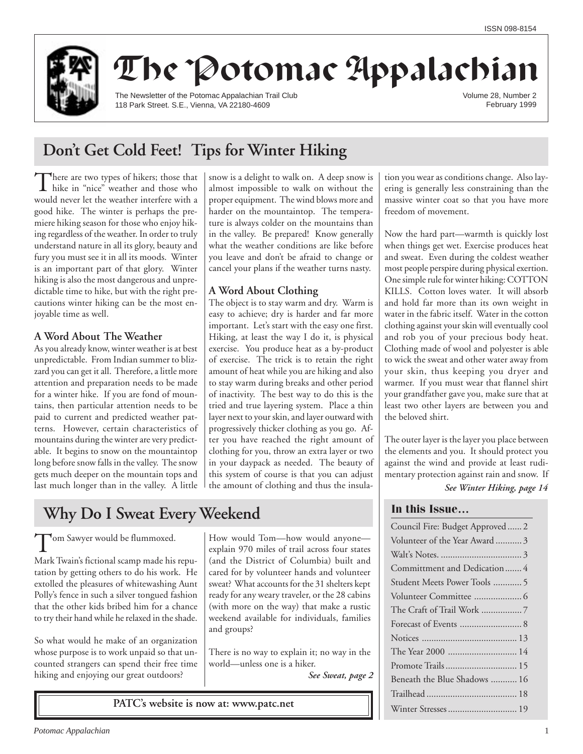ISSN 098-8154

# The Potomac Appalachian

The Newsletter of the Potomac Appalachian Trail Club
118 Park Street. S.E., Vienna, VA 22180-4609

Volume 28, Number 2
February 1999

## Don't Get Cold Feet! Tips for Winter Hiking

There are two types of hikers; those that hike in "nice" weather and those who would never let the weather interfere with a good hike. The winter is perhaps the premiere hiking season for those who enjoy hiking regardless of the weather. In order to truly understand nature in all its glory, beauty and fury you must see it in all its moods. Winter is an important part of that glory. Winter hiking is also the most dangerous and unpredictable time to hike, but with the right precautions winter hiking can be the most enjoyable time as well.

### A Word About The Weather

As you already know, winter weather is at best unpredictable. From Indian summer to blizzard you can get it all. Therefore, a little more attention and preparation needs to be made for a winter hike. If you are fond of mountains, then particular attention needs to be paid to current and predicted weather patterns. However, certain characteristics of mountains during the winter are very predictable. It begins to snow on the mountaintop long before snow falls in the valley. The snow gets much deeper on the mountain tops and last much longer than in the valley. A little snow is a delight to walk on. A deep snow is almost impossible to walk on without the proper equipment. The wind blows more and harder on the mountaintop. The temperature is always colder on the mountains than in the valley. Be prepared! Know generally what the weather conditions are like before you leave and don't be afraid to change or cancel your plans if the weather turns nasty.

### A Word About Clothing

The object is to stay warm and dry. Warm is easy to achieve; dry is harder and far more important. Let's start with the easy one first. Hiking, at least the way I do it, is physical exercise. You produce heat as a by-product of exercise. The trick is to retain the right amount of heat while you are hiking and also to stay warm during breaks and other period of inactivity. The best way to do this is the tried and true layering system. Place a thin layer next to your skin, and layer outward with progressively thicker clothing as you go. After you have reached the right amount of clothing for you, throw an extra layer or two in your daypack as needed. The beauty of this system of course is that you can adjust the amount of clothing and thus the insulation you wear as conditions change. Also layering is generally less constraining than the massive winter coat so that you have more freedom of movement.

Now the hard part—warmth is quickly lost when things get wet. Exercise produces heat and sweat. Even during the coldest weather most people perspire during physical exertion. One simple rule for winter hiking: COTTON KILLS. Cotton loves water. It will absorb and hold far more than its own weight in water in the fabric itself. Water in the cotton clothing against your skin will eventually cool and rob you of your precious body heat. Clothing made of wool and polyester is able to wick the sweat and other water away from your skin, thus keeping you dryer and warmer. If you must wear that flannel shirt your grandfather gave you, make sure that at least two other layers are between you and the beloved shirt.

The outer layer is the layer you place between the elements and you. It should protect you against the wind and provide at least rudimentary protection against rain and snow. If

***See Winter Hiking, page 14***

## Why Do I Sweat Every Weekend

Tom Sawyer would be flummoxed.

Mark Twain's fictional scamp made his reputation by getting others to do his work. He extolled the pleasures of whitewashing Aunt Polly's fence in such a silver tongued fashion that the other kids bribed him for a chance to try their hand while he relaxed in the shade.

So what would he make of an organization whose purpose is to work unpaid so that uncounted strangers can spend their free time hiking and enjoying our great outdoors?

How would Tom—how would anyone—explain 970 miles of trail across four states (and the District of Columbia) built and cared for by volunteer hands and volunteer sweat? What accounts for the 31 shelters kept ready for any weary traveler, or the 28 cabins (with more on the way) that make a rustic weekend available for individuals, families and groups?

There is no way to explain it; no way in the world—unless one is a hiker.

***See Sweat, page 2***

**PATC's website is now at: www.patc.net**

### In this Issue…

| | |
|---|---|
| Council Fire: Budget Approved | 2 |
| Volunteer of the Year Award | 3 |
| Walt's Notes. | 3 |
| Committment and Dedication | 4 |
| Student Meets Power Tools | 5 |
| Volunteer Committee | 6 |
| The Craft of Trail Work | 7 |
| Forecast of Events | 8 |
| Notices | 13 |
| The Year 2000 | 14 |
| Promote Trails | 15 |
| Beneath the Blue Shadows | 16 |
| Trailhead | 18 |
| Winter Stresses | 19 |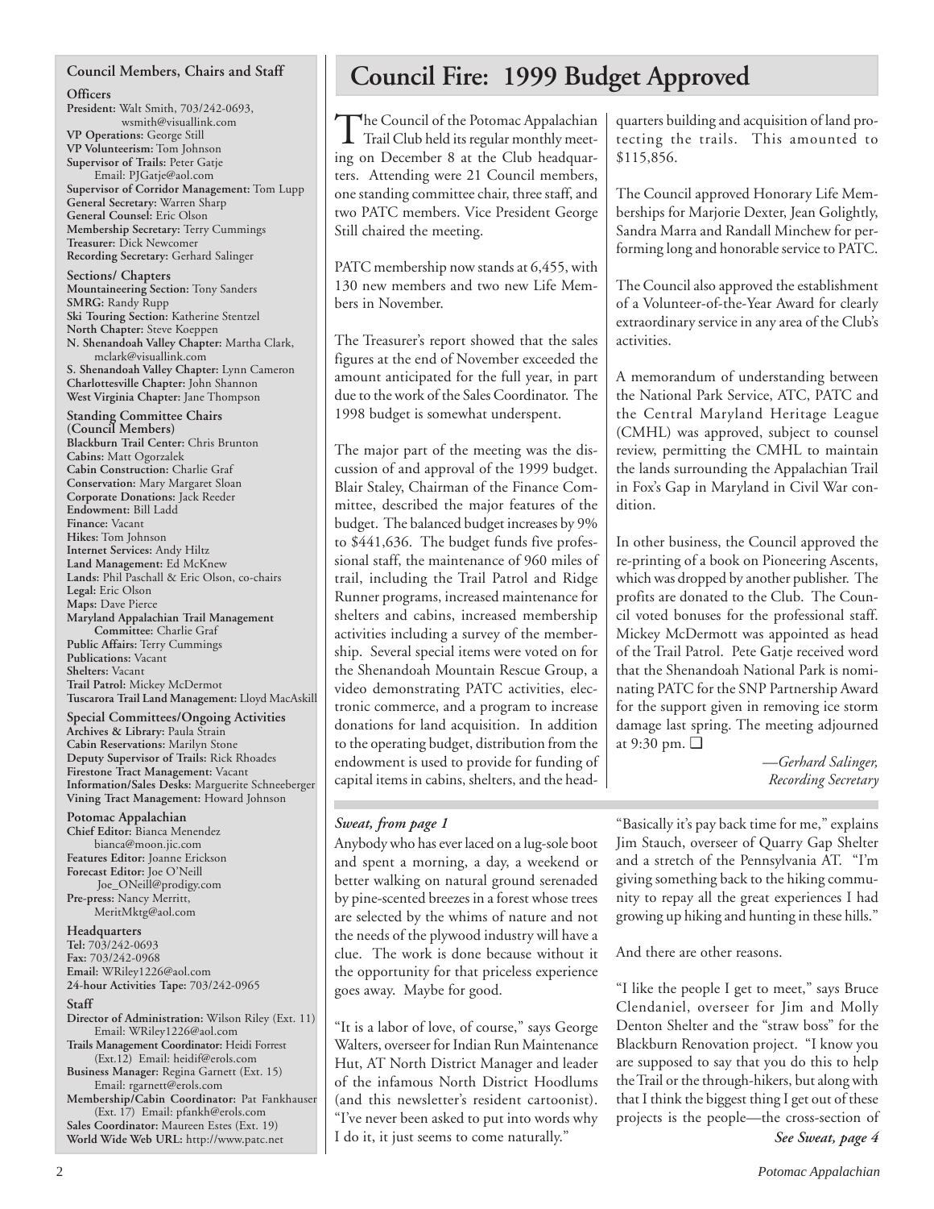## Council Members, Chairs and Staff

**Officers**

**President:** Walt Smith, 703/242-0693, wsmith@visuallink.com
**VP Operations:** George Still
**VP Volunteerism:** Tom Johnson
**Supervisor of Trails:** Peter Gatje Email: PJGatje@aol.com
**Supervisor of Corridor Management:** Tom Lupp
**General Secretary:** Warren Sharp
**General Counsel:** Eric Olson
**Membership Secretary:** Terry Cummings
**Treasurer:** Dick Newcomer
**Recording Secretary:** Gerhard Salinger

**Sections/ Chapters**

**Mountaineering Section:** Tony Sanders
**SMRG:** Randy Rupp
**Ski Touring Section:** Katherine Stentzel
**North Chapter:** Steve Koeppen
**N. Shenandoah Valley Chapter:** Martha Clark, mclark@visuallink.com
**S. Shenandoah Valley Chapter:** Lynn Cameron
**Charlottesville Chapter:** John Shannon
**West Virginia Chapter:** Jane Thompson

**Standing Committee Chairs (Council Members)**

**Blackburn Trail Center:** Chris Brunton
**Cabins:** Matt Ogorzalek
**Cabin Construction:** Charlie Graf
**Conservation:** Mary Margaret Sloan
**Corporate Donations:** Jack Reeder
**Endowment:** Bill Ladd
**Finance:** Vacant
**Hikes:** Tom Johnson
**Internet Services:** Andy Hiltz
**Land Management:** Ed McKnew
**Lands:** Phil Paschall & Eric Olson, co-chairs
**Legal:** Eric Olson
**Maps:** Dave Pierce
**Maryland Appalachian Trail Management Committee:** Charlie Graf
**Public Affairs:** Terry Cummings
**Publications:** Vacant
**Shelters:** Vacant
**Trail Patrol:** Mickey McDermot
**Tuscarora Trail Land Management:** Lloyd MacAskill

**Special Committees/Ongoing Activities**

**Archives & Library:** Paula Strain
**Cabin Reservations:** Marilyn Stone
**Deputy Supervisor of Trails:** Rick Rhoades
**Firestone Tract Management:** Vacant
**Information/Sales Desks:** Marguerite Schneeberger
**Vining Tract Management:** Howard Johnson

**Potomac Appalachian**

**Chief Editor:** Bianca Menendez bianca@moon.jic.com
**Features Editor:** Joanne Erickson
**Forecast Editor:** Joe O'Neill Joe_ONeill@prodigy.com
**Pre-press:** Nancy Merritt, MeritMktg@aol.com

**Headquarters**

**Tel:** 703/242-0693
**Fax:** 703/242-0968
**Email:** WRiley1226@aol.com
**24-hour Activities Tape:** 703/242-0965

**Staff**

**Director of Administration:** Wilson Riley (Ext. 11) Email: WRiley1226@aol.com
**Trails Management Coordinator:** Heidi Forrest (Ext.12) Email: heidif@erols.com
**Business Manager:** Regina Garnett (Ext. 15) Email: rgarnett@erols.com
**Membership/Cabin Coordinator:** Pat Fankhauser (Ext. 17) Email: pfankh@erols.com
**Sales Coordinator:** Maureen Estes (Ext. 19)
**World Wide Web URL:** http://www.patc.net

# Council Fire: 1999 Budget Approved

The Council of the Potomac Appalachian Trail Club held its regular monthly meeting on December 8 at the Club headquarters. Attending were 21 Council members, one standing committee chair, three staff, and two PATC members. Vice President George Still chaired the meeting.

PATC membership now stands at 6,455, with 130 new members and two new Life Members in November.

The Treasurer's report showed that the sales figures at the end of November exceeded the amount anticipated for the full year, in part due to the work of the Sales Coordinator. The 1998 budget is somewhat underspent.

The major part of the meeting was the discussion of and approval of the 1999 budget. Blair Staley, Chairman of the Finance Committee, described the major features of the budget. The balanced budget increases by 9% to $441,636. The budget funds five professional staff, the maintenance of 960 miles of trail, including the Trail Patrol and Ridge Runner programs, increased maintenance for shelters and cabins, increased membership activities including a survey of the membership. Several special items were voted on for the Shenandoah Mountain Rescue Group, a video demonstrating PATC activities, electronic commerce, and a program to increase donations for land acquisition. In addition to the operating budget, distribution from the endowment is used to provide for funding of capital items in cabins, shelters, and the headquarters building and acquisition of land protecting the trails. This amounted to $115,856.

The Council approved Honorary Life Memberships for Marjorie Dexter, Jean Golightly, Sandra Marra and Randall Minchew for performing long and honorable service to PATC.

The Council also approved the establishment of a Volunteer-of-the-Year Award for clearly extraordinary service in any area of the Club's activities.

A memorandum of understanding between the National Park Service, ATC, PATC and the Central Maryland Heritage League (CMHL) was approved, subject to counsel review, permitting the CMHL to maintain the lands surrounding the Appalachian Trail in Fox's Gap in Maryland in Civil War condition.

In other business, the Council approved the re-printing of a book on Pioneering Ascents, which was dropped by another publisher. The profits are donated to the Club. The Council voted bonuses for the professional staff. Mickey McDermott was appointed as head of the Trail Patrol. Pete Gatje received word that the Shenandoah National Park is nominating PATC for the SNP Partnership Award for the support given in removing ice storm damage last spring. The meeting adjourned at 9:30 pm. ❑

*—Gerhard Salinger, Recording Secretary*

---

***Sweat, from page 1***

Anybody who has ever laced on a lug-sole boot and spent a morning, a day, a weekend or better walking on natural ground serenaded by pine-scented breezes in a forest whose trees are selected by the whims of nature and not the needs of the plywood industry will have a clue. The work is done because without it the opportunity for that priceless experience goes away. Maybe for good.

"It is a labor of love, of course," says George Walters, overseer for Indian Run Maintenance Hut, AT North District Manager and leader of the infamous North District Hoodlums (and this newsletter's resident cartoonist). "I've never been asked to put into words why I do it, it just seems to come naturally."

"Basically it's pay back time for me," explains Jim Stauch, overseer of Quarry Gap Shelter and a stretch of the Pennsylvania AT. "I'm giving something back to the hiking community to repay all the great experiences I had growing up hiking and hunting in these hills."

And there are other reasons.

"I like the people I get to meet," says Bruce Clendaniel, overseer for Jim and Molly Denton Shelter and the "straw boss" for the Blackburn Renovation project. "I know you are supposed to say that you do this to help the Trail or the through-hikers, but along with that I think the biggest thing I get out of these projects is the people—the cross-section of

***See Sweat, page 4***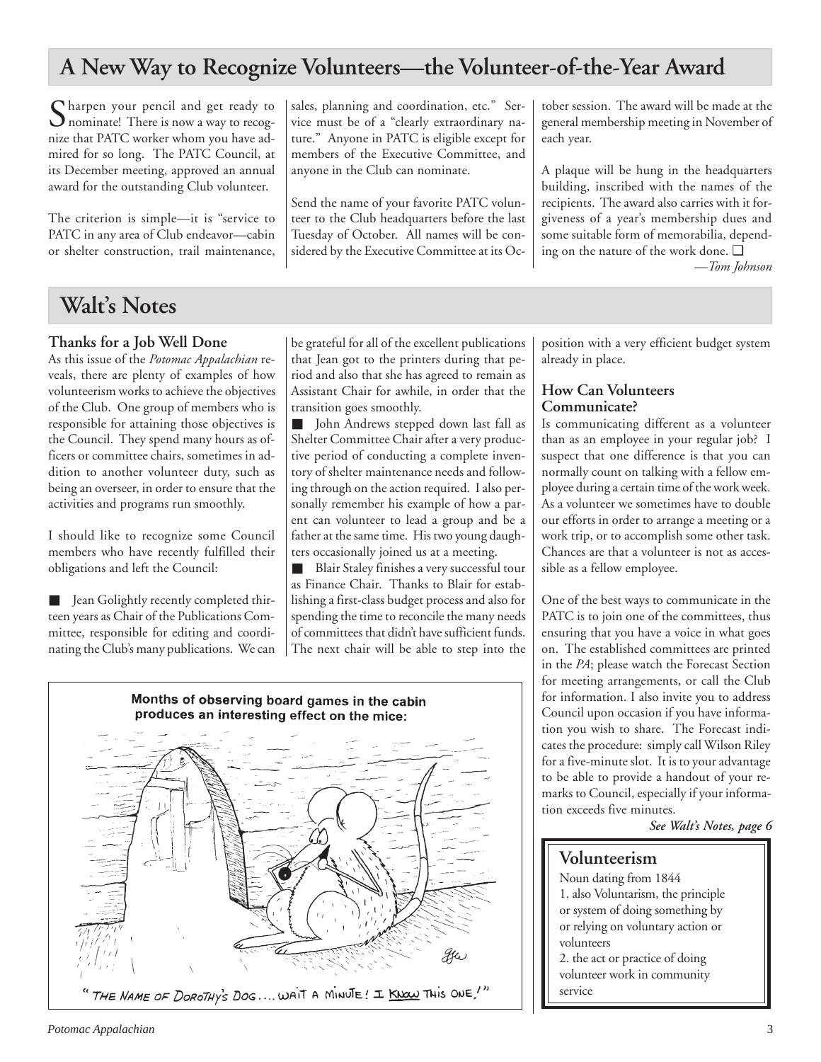## A New Way to Recognize Volunteers—the Volunteer-of-the-Year Award

Sharpen your pencil and get ready to nominate! There is now a way to recognize that PATC worker whom you have admired for so long. The PATC Council, at its December meeting, approved an annual award for the outstanding Club volunteer.

The criterion is simple—it is "service to PATC in any area of Club endeavor—cabin or shelter construction, trail maintenance, sales, planning and coordination, etc." Service must be of a "clearly extraordinary nature." Anyone in PATC is eligible except for members of the Executive Committee, and anyone in the Club can nominate.

Send the name of your favorite PATC volunteer to the Club headquarters before the last Tuesday of October. All names will be considered by the Executive Committee at its October session. The award will be made at the general membership meeting in November of each year.

A plaque will be hung in the headquarters building, inscribed with the names of the recipients. The award also carries with it forgiveness of a year's membership dues and some suitable form of memorabilia, depending on the nature of the work done. ❑

*—Tom Johnson*

## Walt's Notes

### Thanks for a Job Well Done

As this issue of the *Potomac Appalachian* reveals, there are plenty of examples of how volunteerism works to achieve the objectives of the Club. One group of members who is responsible for attaining those objectives is the Council. They spend many hours as officers or committee chairs, sometimes in addition to another volunteer duty, such as being an overseer, in order to ensure that the activities and programs run smoothly.

I should like to recognize some Council members who have recently fulfilled their obligations and left the Council:

■ Jean Golightly recently completed thirteen years as Chair of the Publications Committee, responsible for editing and coordinating the Club's many publications. We can be grateful for all of the excellent publications that Jean got to the printers during that period and also that she has agreed to remain as Assistant Chair for awhile, in order that the transition goes smoothly.

■ John Andrews stepped down last fall as Shelter Committee Chair after a very productive period of conducting a complete inventory of shelter maintenance needs and following through on the action required. I also personally remember his example of how a parent can volunteer to lead a group and be a father at the same time. His two young daughters occasionally joined us at a meeting.

■ Blair Staley finishes a very successful tour as Finance Chair. Thanks to Blair for establishing a first-class budget process and also for spending the time to reconcile the many needs of committees that didn't have sufficient funds. The next chair will be able to step into the position with a very efficient budget system already in place.

### How Can Volunteers Communicate?

Is communicating different as a volunteer than as an employee in your regular job? I suspect that one difference is that you can normally count on talking with a fellow employee during a certain time of the work week. As a volunteer we sometimes have to double our efforts in order to arrange a meeting or a work trip, or to accomplish some other task. Chances are that a volunteer is not as accessible as a fellow employee.

One of the best ways to communicate in the PATC is to join one of the committees, thus ensuring that you have a voice in what goes on. The established committees are printed in the *PA*; please watch the Forecast Section for meeting arrangements, or call the Club for information. I also invite you to address Council upon occasion if you have information you wish to share. The Forecast indicates the procedure: simply call Wilson Riley for a five-minute slot. It is to your advantage to be able to provide a handout of your remarks to Council, especially if your information exceeds five minutes.

***See Walt's Notes, page 6***

**Months of observing board games in the cabin produces an interesting effect on the mice:**

"THE NAME OF DOROTHY'S DOG.... WAIT A MINUTE! I KNOW THIS ONE!"

### Volunteerism

Noun dating from 1844

1. also Voluntarism, the principle or system of doing something by or relying on voluntary action or volunteers
2. the act or practice of doing volunteer work in community service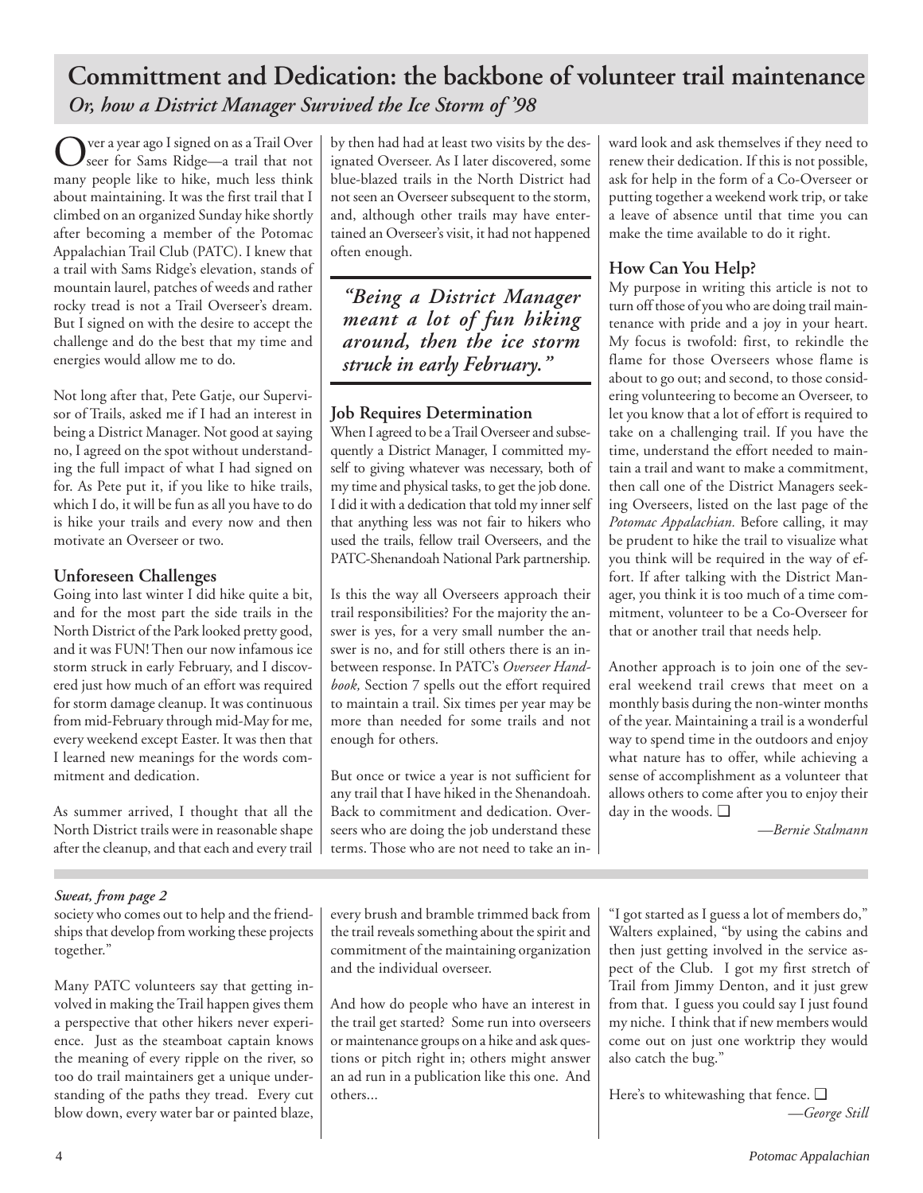# Committment and Dedication: the backbone of volunteer trail maintenance

## *Or, how a District Manager Survived the Ice Storm of '98*

Over a year ago I signed on as a Trail Overseer for Sams Ridge—a trail that not many people like to hike, much less think about maintaining. It was the first trail that I climbed on an organized Sunday hike shortly after becoming a member of the Potomac Appalachian Trail Club (PATC). I knew that a trail with Sams Ridge's elevation, stands of mountain laurel, patches of weeds and rather rocky tread is not a Trail Overseer's dream. But I signed on with the desire to accept the challenge and do the best that my time and energies would allow me to do.

Not long after that, Pete Gatje, our Supervisor of Trails, asked me if I had an interest in being a District Manager. Not good at saying no, I agreed on the spot without understanding the full impact of what I had signed on for. As Pete put it, if you like to hike trails, which I do, it will be fun as all you have to do is hike your trails and every now and then motivate an Overseer or two.

### Unforeseen Challenges

Going into last winter I did hike quite a bit, and for the most part the side trails in the North District of the Park looked pretty good, and it was FUN! Then our now infamous ice storm struck in early February, and I discovered just how much of an effort was required for storm damage cleanup. It was continuous from mid-February through mid-May for me, every weekend except Easter. It was then that I learned new meanings for the words commitment and dedication.

As summer arrived, I thought that all the North District trails were in reasonable shape after the cleanup, and that each and every trail by then had had at least two visits by the designated Overseer. As I later discovered, some blue-blazed trails in the North District had not seen an Overseer subsequent to the storm, and, although other trails may have entertained an Overseer's visit, it had not happened often enough.

> ***"Being a District Manager meant a lot of fun hiking around, then the ice storm struck in early February."***

### Job Requires Determination

When I agreed to be a Trail Overseer and subsequently a District Manager, I committed myself to giving whatever was necessary, both of my time and physical tasks, to get the job done. I did it with a dedication that told my inner self that anything less was not fair to hikers who used the trails, fellow trail Overseers, and the PATC-Shenandoah National Park partnership.

Is this the way all Overseers approach their trail responsibilities? For the majority the answer is yes, for a very small number the answer is no, and for still others there is an in-between response. In PATC's *Overseer Handbook,* Section 7 spells out the effort required to maintain a trail. Six times per year may be more than needed for some trails and not enough for others.

But once or twice a year is not sufficient for any trail that I have hiked in the Shenandoah. Back to commitment and dedication. Overseers who are doing the job understand these terms. Those who are not need to take an inward look and ask themselves if they need to renew their dedication. If this is not possible, ask for help in the form of a Co-Overseer or putting together a weekend work trip, or take a leave of absence until that time you can make the time available to do it right.

### How Can You Help?

My purpose in writing this article is not to turn off those of you who are doing trail maintenance with pride and a joy in your heart. My focus is twofold: first, to rekindle the flame for those Overseers whose flame is about to go out; and second, to those considering volunteering to become an Overseer, to let you know that a lot of effort is required to take on a challenging trail. If you have the time, understand the effort needed to maintain a trail and want to make a commitment, then call one of the District Managers seeking Overseers, listed on the last page of the *Potomac Appalachian.* Before calling, it may be prudent to hike the trail to visualize what you think will be required in the way of effort. If after talking with the District Manager, you think it is too much of a time commitment, volunteer to be a Co-Overseer for that or another trail that needs help.

Another approach is to join one of the several weekend trail crews that meet on a monthly basis during the non-winter months of the year. Maintaining a trail is a wonderful way to spend time in the outdoors and enjoy what nature has to offer, while achieving a sense of accomplishment as a volunteer that allows others to come after you to enjoy their day in the woods. ❑

*—Bernie Stalmann*

---

***Sweat, from page 2***

society who comes out to help and the friendships that develop from working these projects together."

Many PATC volunteers say that getting involved in making the Trail happen gives them a perspective that other hikers never experience. Just as the steamboat captain knows the meaning of every ripple on the river, so too do trail maintainers get a unique understanding of the paths they tread. Every cut blow down, every water bar or painted blaze, every brush and bramble trimmed back from the trail reveals something about the spirit and commitment of the maintaining organization and the individual overseer.

And how do people who have an interest in the trail get started? Some run into overseers or maintenance groups on a hike and ask questions or pitch right in; others might answer an ad run in a publication like this one. And others...

"I got started as I guess a lot of members do," Walters explained, "by using the cabins and then just getting involved in the service aspect of the Club. I got my first stretch of Trail from Jimmy Denton, and it just grew from that. I guess you could say I just found my niche. I think that if new members would come out on just one worktrip they would also catch the bug."

Here's to whitewashing that fence. ❑

*—George Still*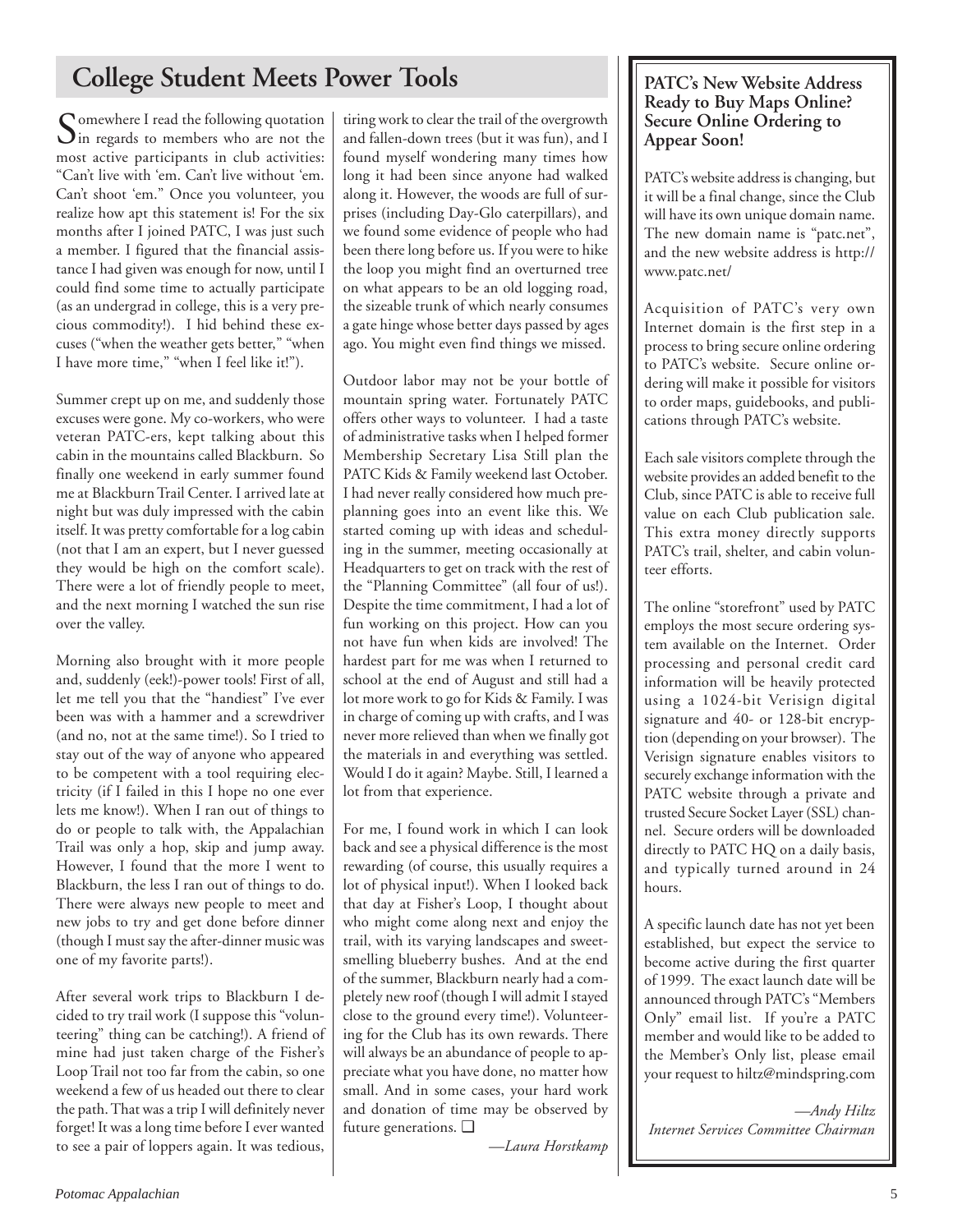## College Student Meets Power Tools

Somewhere I read the following quotation in regards to members who are not the most active participants in club activities: "Can't live with 'em. Can't live without 'em. Can't shoot 'em." Once you volunteer, you realize how apt this statement is! For the six months after I joined PATC, I was just such a member. I figured that the financial assistance I had given was enough for now, until I could find some time to actually participate (as an undergrad in college, this is a very precious commodity!). I hid behind these excuses ("when the weather gets better," "when I have more time," "when I feel like it!").

Summer crept up on me, and suddenly those excuses were gone. My co-workers, who were veteran PATC-ers, kept talking about this cabin in the mountains called Blackburn. So finally one weekend in early summer found me at Blackburn Trail Center. I arrived late at night but was duly impressed with the cabin itself. It was pretty comfortable for a log cabin (not that I am an expert, but I never guessed they would be high on the comfort scale). There were a lot of friendly people to meet, and the next morning I watched the sun rise over the valley.

Morning also brought with it more people and, suddenly (eek!)-power tools! First of all, let me tell you that the "handiest" I've ever been was with a hammer and a screwdriver (and no, not at the same time!). So I tried to stay out of the way of anyone who appeared to be competent with a tool requiring electricity (if I failed in this I hope no one ever lets me know!). When I ran out of things to do or people to talk with, the Appalachian Trail was only a hop, skip and jump away. However, I found that the more I went to Blackburn, the less I ran out of things to do. There were always new people to meet and new jobs to try and get done before dinner (though I must say the after-dinner music was one of my favorite parts!).

After several work trips to Blackburn I decided to try trail work (I suppose this "volunteering" thing can be catching!). A friend of mine had just taken charge of the Fisher's Loop Trail not too far from the cabin, so one weekend a few of us headed out there to clear the path. That was a trip I will definitely never forget! It was a long time before I ever wanted to see a pair of loppers again. It was tedious, tiring work to clear the trail of the overgrowth and fallen-down trees (but it was fun), and I found myself wondering many times how long it had been since anyone had walked along it. However, the woods are full of surprises (including Day-Glo caterpillars), and we found some evidence of people who had been there long before us. If you were to hike the loop you might find an overturned tree on what appears to be an old logging road, the sizeable trunk of which nearly consumes a gate hinge whose better days passed by ages ago. You might even find things we missed.

Outdoor labor may not be your bottle of mountain spring water. Fortunately PATC offers other ways to volunteer. I had a taste of administrative tasks when I helped former Membership Secretary Lisa Still plan the PATC Kids & Family weekend last October. I had never really considered how much preplanning goes into an event like this. We started coming up with ideas and scheduling in the summer, meeting occasionally at Headquarters to get on track with the rest of the "Planning Committee" (all four of us!). Despite the time commitment, I had a lot of fun working on this project. How can you not have fun when kids are involved! The hardest part for me was when I returned to school at the end of August and still had a lot more work to go for Kids & Family. I was in charge of coming up with crafts, and I was never more relieved than when we finally got the materials in and everything was settled. Would I do it again? Maybe. Still, I learned a lot from that experience.

For me, I found work in which I can look back and see a physical difference is the most rewarding (of course, this usually requires a lot of physical input!). When I looked back that day at Fisher's Loop, I thought about who might come along next and enjoy the trail, with its varying landscapes and sweet-smelling blueberry bushes. And at the end of the summer, Blackburn nearly had a completely new roof (though I will admit I stayed close to the ground every time!). Volunteering for the Club has its own rewards. There will always be an abundance of people to appreciate what you have done, no matter how small. And in some cases, your hard work and donation of time may be observed by future generations. ❑

*—Laura Horstkamp*

---

### PATC's New Website Address Ready to Buy Maps Online? Secure Online Ordering to Appear Soon!

PATC's website address is changing, but it will be a final change, since the Club will have its own unique domain name. The new domain name is "patc.net", and the new website address is http://www.patc.net/

Acquisition of PATC's very own Internet domain is the first step in a process to bring secure online ordering to PATC's website. Secure online ordering will make it possible for visitors to order maps, guidebooks, and publications through PATC's website.

Each sale visitors complete through the website provides an added benefit to the Club, since PATC is able to receive full value on each Club publication sale. This extra money directly supports PATC's trail, shelter, and cabin volunteer efforts.

The online "storefront" used by PATC employs the most secure ordering system available on the Internet. Order processing and personal credit card information will be heavily protected using a 1024-bit Verisign digital signature and 40- or 128-bit encryption (depending on your browser). The Verisign signature enables visitors to securely exchange information with the PATC website through a private and trusted Secure Socket Layer (SSL) channel. Secure orders will be downloaded directly to PATC HQ on a daily basis, and typically turned around in 24 hours.

A specific launch date has not yet been established, but expect the service to become active during the first quarter of 1999. The exact launch date will be announced through PATC's "Members Only" email list. If you're a PATC member and would like to be added to the Member's Only list, please email your request to hiltz@mindspring.com

*—Andy Hiltz*
*Internet Services Committee Chairman*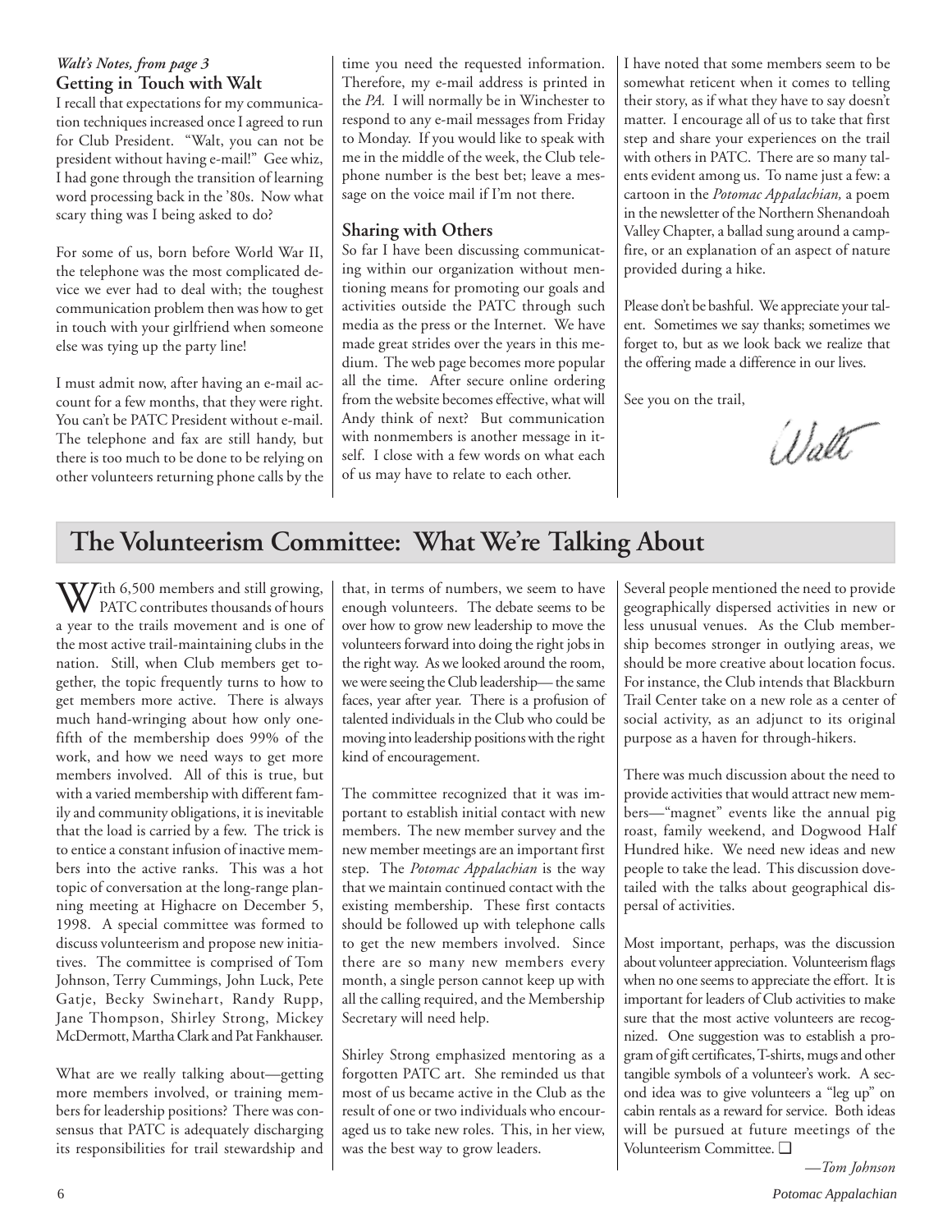*Walt's Notes, from page 3*

**Getting in Touch with Walt**

I recall that expectations for my communication techniques increased once I agreed to run for Club President. "Walt, you can not be president without having e-mail!" Gee whiz, I had gone through the transition of learning word processing back in the '80s. Now what scary thing was I being asked to do?

For some of us, born before World War II, the telephone was the most complicated device we ever had to deal with; the toughest communication problem then was how to get in touch with your girlfriend when someone else was tying up the party line!

I must admit now, after having an e-mail account for a few months, that they were right. You can't be PATC President without e-mail. The telephone and fax are still handy, but there is too much to be done to be relying on other volunteers returning phone calls by the time you need the requested information. Therefore, my e-mail address is printed in the *PA*. I will normally be in Winchester to respond to any e-mail messages from Friday to Monday. If you would like to speak with me in the middle of the week, the Club telephone number is the best bet; leave a message on the voice mail if I'm not there.

**Sharing with Others**

So far I have been discussing communicating within our organization without mentioning means for promoting our goals and activities outside the PATC through such media as the press or the Internet. We have made great strides over the years in this medium. The web page becomes more popular all the time. After secure online ordering from the website becomes effective, what will Andy think of next? But communication with nonmembers is another message in itself. I close with a few words on what each of us may have to relate to each other.

I have noted that some members seem to be somewhat reticent when it comes to telling their story, as if what they have to say doesn't matter. I encourage all of us to take that first step and share your experiences on the trail with others in PATC. There are so many talents evident among us. To name just a few: a cartoon in the *Potomac Appalachian,* a poem in the newsletter of the Northern Shenandoah Valley Chapter, a ballad sung around a campfire, or an explanation of an aspect of nature provided during a hike.

Please don't be bashful. We appreciate your talent. Sometimes we say thanks; sometimes we forget to, but as we look back we realize that the offering made a difference in our lives.

See you on the trail,

Walt

# The Volunteerism Committee: What We're Talking About

With 6,500 members and still growing, PATC contributes thousands of hours a year to the trails movement and is one of the most active trail-maintaining clubs in the nation. Still, when Club members get together, the topic frequently turns to how to get members more active. There is always much hand-wringing about how only one-fifth of the membership does 99% of the work, and how we need ways to get more members involved. All of this is true, but with a varied membership with different family and community obligations, it is inevitable that the load is carried by a few. The trick is to entice a constant infusion of inactive members into the active ranks. This was a hot topic of conversation at the long-range planning meeting at Highacre on December 5, 1998. A special committee was formed to discuss volunteerism and propose new initiatives. The committee is comprised of Tom Johnson, Terry Cummings, John Luck, Pete Gatje, Becky Swinehart, Randy Rupp, Jane Thompson, Shirley Strong, Mickey McDermott, Martha Clark and Pat Fankhauser.

What are we really talking about—getting more members involved, or training members for leadership positions? There was consensus that PATC is adequately discharging its responsibilities for trail stewardship and that, in terms of numbers, we seem to have enough volunteers. The debate seems to be over how to grow new leadership to move the volunteers forward into doing the right jobs in the right way. As we looked around the room, we were seeing the Club leadership— the same faces, year after year. There is a profusion of talented individuals in the Club who could be moving into leadership positions with the right kind of encouragement.

The committee recognized that it was important to establish initial contact with new members. The new member survey and the new member meetings are an important first step. The *Potomac Appalachian* is the way that we maintain continued contact with the existing membership. These first contacts should be followed up with telephone calls to get the new members involved. Since there are so many new members every month, a single person cannot keep up with all the calling required, and the Membership Secretary will need help.

Shirley Strong emphasized mentoring as a forgotten PATC art. She reminded us that most of us became active in the Club as the result of one or two individuals who encouraged us to take new roles. This, in her view, was the best way to grow leaders.

Several people mentioned the need to provide geographically dispersed activities in new or less unusual venues. As the Club membership becomes stronger in outlying areas, we should be more creative about location focus. For instance, the Club intends that Blackburn Trail Center take on a new role as a center of social activity, as an adjunct to its original purpose as a haven for through-hikers.

There was much discussion about the need to provide activities that would attract new members—"magnet" events like the annual pig roast, family weekend, and Dogwood Half Hundred hike. We need new ideas and new people to take the lead. This discussion dovetailed with the talks about geographical dispersal of activities.

Most important, perhaps, was the discussion about volunteer appreciation. Volunteerism flags when no one seems to appreciate the effort. It is important for leaders of Club activities to make sure that the most active volunteers are recognized. One suggestion was to establish a program of gift certificates, T-shirts, mugs and other tangible symbols of a volunteer's work. A second idea was to give volunteers a "leg up" on cabin rentals as a reward for service. Both ideas will be pursued at future meetings of the Volunteerism Committee. ❑

*—Tom Johnson*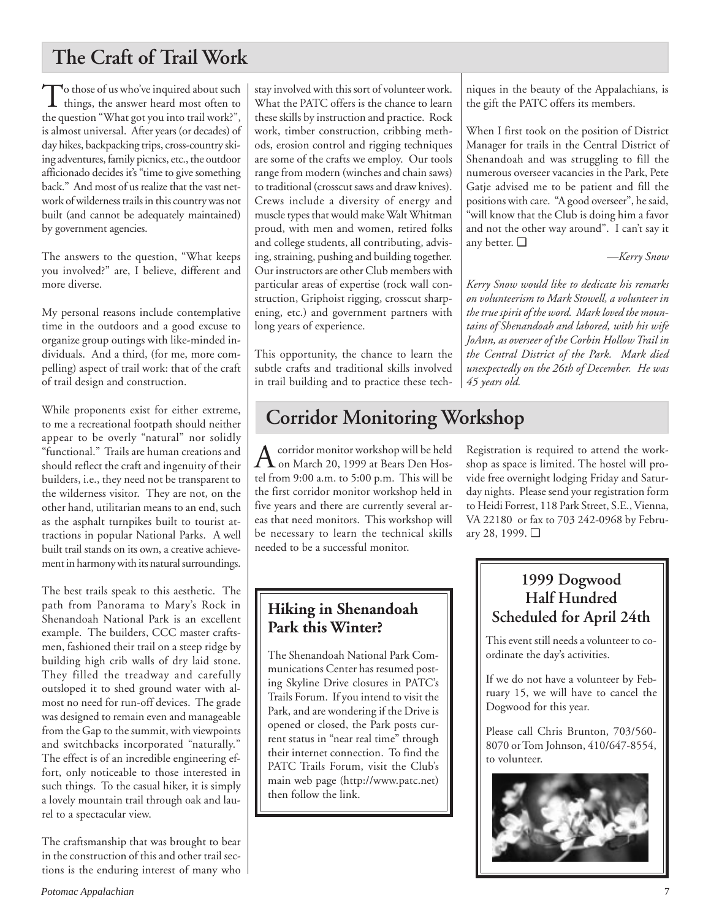## The Craft of Trail Work

To those of us who've inquired about such things, the answer heard most often to the question "What got you into trail work?", is almost universal. After years (or decades) of day hikes, backpacking trips, cross-country skiing adventures, family picnics, etc., the outdoor afficionado decides it's "time to give something back." And most of us realize that the vast network of wilderness trails in this country was not built (and cannot be adequately maintained) by government agencies.

The answers to the question, "What keeps you involved?" are, I believe, different and more diverse.

My personal reasons include contemplative time in the outdoors and a good excuse to organize group outings with like-minded individuals. And a third, (for me, more compelling) aspect of trail work: that of the craft of trail design and construction.

While proponents exist for either extreme, to me a recreational footpath should neither appear to be overly "natural" nor solidly "functional." Trails are human creations and should reflect the craft and ingenuity of their builders, i.e., they need not be transparent to the wilderness visitor. They are not, on the other hand, utilitarian means to an end, such as the asphalt turnpikes built to tourist attractions in popular National Parks. A well built trail stands on its own, a creative achievement in harmony with its natural surroundings.

The best trails speak to this aesthetic. The path from Panorama to Mary's Rock in Shenandoah National Park is an excellent example. The builders, CCC master craftsmen, fashioned their trail on a steep ridge by building high crib walls of dry laid stone. They filled the treadway and carefully outsloped it to shed ground water with almost no need for run-off devices. The grade was designed to remain even and manageable from the Gap to the summit, with viewpoints and switchbacks incorporated "naturally." The effect is of an incredible engineering effort, only noticeable to those interested in such things. To the casual hiker, it is simply a lovely mountain trail through oak and laurel to a spectacular view.

The craftsmanship that was brought to bear in the construction of this and other trail sections is the enduring interest of many who stay involved with this sort of volunteer work. What the PATC offers is the chance to learn these skills by instruction and practice. Rock work, timber construction, cribbing methods, erosion control and rigging techniques are some of the crafts we employ. Our tools range from modern (winches and chain saws) to traditional (crosscut saws and draw knives). Crews include a diversity of energy and muscle types that would make Walt Whitman proud, with men and women, retired folks and college students, all contributing, advising, straining, pushing and building together. Our instructors are other Club members with particular areas of expertise (rock wall construction, Griphoist rigging, crosscut sharpening, etc.) and government partners with long years of experience.

This opportunity, the chance to learn the subtle crafts and traditional skills involved in trail building and to practice these techniques in the beauty of the Appalachians, is the gift the PATC offers its members.

When I first took on the position of District Manager for trails in the Central District of Shenandoah and was struggling to fill the numerous overseer vacancies in the Park, Pete Gatje advised me to be patient and fill the positions with care. "A good overseer", he said, "will know that the Club is doing him a favor and not the other way around". I can't say it any better. ❑

—*Kerry Snow*

*Kerry Snow would like to dedicate his remarks on volunteerism to Mark Stowell, a volunteer in the true spirit of the word. Mark loved the mountains of Shenandoah and labored, with his wife JoAnn, as overseer of the Corbin Hollow Trail in the Central District of the Park. Mark died unexpectedly on the 26th of December. He was 45 years old.*

## Corridor Monitoring Workshop

A corridor monitor workshop will be held on March 20, 1999 at Bears Den Hostel from 9:00 a.m. to 5:00 p.m. This will be the first corridor monitor workshop held in five years and there are currently several areas that need monitors. This workshop will be necessary to learn the technical skills needed to be a successful monitor.

Registration is required to attend the workshop as space is limited. The hostel will provide free overnight lodging Friday and Saturday nights. Please send your registration form to Heidi Forrest, 118 Park Street, S.E., Vienna, VA 22180 or fax to 703 242-0968 by February 28, 1999. ❑

### Hiking in Shenandoah Park this Winter?

The Shenandoah National Park Communications Center has resumed posting Skyline Drive closures in PATC's Trails Forum. If you intend to visit the Park, and are wondering if the Drive is opened or closed, the Park posts current status in "near real time" through their internet connection. To find the PATC Trails Forum, visit the Club's main web page (http://www.patc.net) then follow the link.

### 1999 Dogwood Half Hundred Scheduled for April 24th

This event still needs a volunteer to coordinate the day's activities.

If we do not have a volunteer by February 15, we will have to cancel the Dogwood for this year.

Please call Chris Brunton, 703/560-8070 or Tom Johnson, 410/647-8554, to volunteer.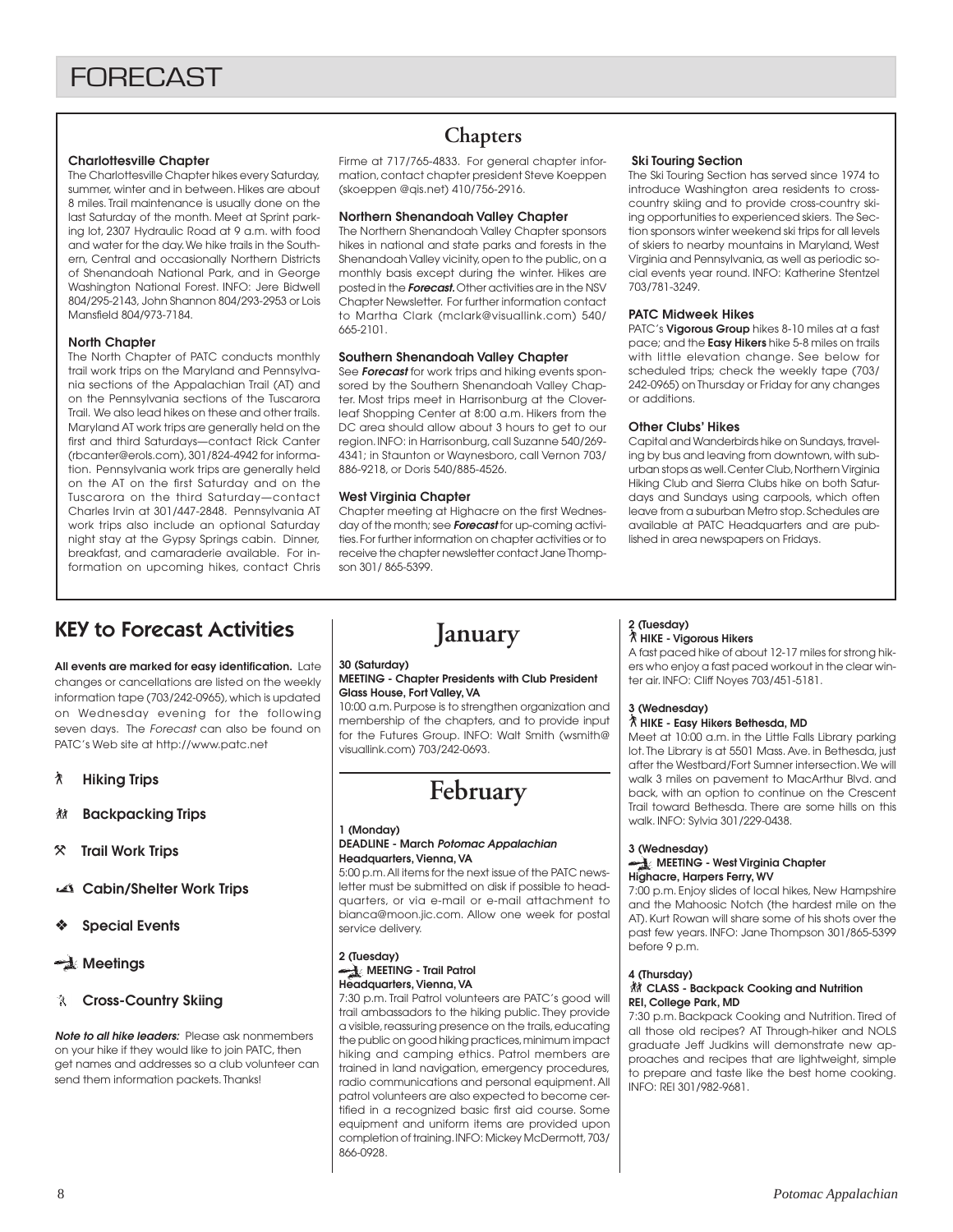# FORECAST

## Chapters

### Charlottesville Chapter

The Charlottesville Chapter hikes every Saturday, summer, winter and in between. Hikes are about 8 miles. Trail maintenance is usually done on the last Saturday of the month. Meet at Sprint parking lot, 2307 Hydraulic Road at 9 a.m. with food and water for the day. We hike trails in the Southern, Central and occasionally Northern Districts of Shenandoah National Park, and in George Washington National Forest. INFO: Jere Bidwell 804/295-2143, John Shannon 804/293-2953 or Lois Mansfield 804/973-7184.

### North Chapter

The North Chapter of PATC conducts monthly trail work trips on the Maryland and Pennsylvania sections of the Appalachian Trail (AT) and on the Pennsylvania sections of the Tuscarora Trail. We also lead hikes on these and other trails. Maryland AT work trips are generally held on the first and third Saturdays—contact Rick Canter (rbcanter@erols.com), 301/824-4942 for information. Pennsylvania work trips are generally held on the AT on the first Saturday and on the Tuscarora on the third Saturday—contact Charles Irvin at 301/447-2848. Pennsylvania AT work trips also include an optional Saturday night stay at the Gypsy Springs cabin. Dinner, breakfast, and camaraderie available. For information on upcoming hikes, contact Chris Firme at 717/765-4833. For general chapter information, contact chapter president Steve Koeppen (skoeppen @qis.net) 410/756-2916.

### Northern Shenandoah Valley Chapter

The Northern Shenandoah Valley Chapter sponsors hikes in national and state parks and forests in the Shenandoah Valley vicinity, open to the public, on a monthly basis except during the winter. Hikes are posted in the ***Forecast***. Other activities are in the NSV Chapter Newsletter. For further information contact to Martha Clark (mclark@visuallink.com) 540/665-2101.

### Southern Shenandoah Valley Chapter

See ***Forecast*** for work trips and hiking events sponsored by the Southern Shenandoah Valley Chapter. Most trips meet in Harrisonburg at the Cloverleaf Shopping Center at 8:00 a.m. Hikers from the DC area should allow about 3 hours to get to our region. INFO: in Harrisonburg, call Suzanne 540/269-4341; in Staunton or Waynesboro, call Vernon 703/886-9218, or Doris 540/885-4526.

### West Virginia Chapter

Chapter meeting at Highacre on the first Wednesday of the month; see ***Forecast*** for up-coming activities. For further information on chapter activities or to receive the chapter newsletter contact Jane Thompson 301/ 865-5399.

### Ski Touring Section

The Ski Touring Section has served since 1974 to introduce Washington area residents to cross-country skiing and to provide cross-country skiing opportunities to experienced skiers. The Section sponsors winter weekend ski trips for all levels of skiers to nearby mountains in Maryland, West Virginia and Pennsylvania, as well as periodic social events year round. INFO: Katherine Stentzel 703/781-3249.

### PATC Midweek Hikes

PATC's **Vigorous Group** hikes 8-10 miles at a fast pace; and the **Easy Hikers** hike 5-8 miles on trails with little elevation change. See below for scheduled trips; check the weekly tape (703/242-0965) on Thursday or Friday for any changes or additions.

### Other Clubs' Hikes

Capital and Wanderbirds hike on Sundays, traveling by bus and leaving from downtown, with suburban stops as well. Center Club, Northern Virginia Hiking Club and Sierra Clubs hike on both Saturdays and Sundays using carpools, which often leave from a suburban Metro stop. Schedules are available at PATC Headquarters and are published in area newspapers on Fridays.

## KEY to Forecast Activities

**All events are marked for easy identification.** Late changes or cancellations are listed on the weekly information tape (703/242-0965), which is updated on Wednesday evening for the following seven days. The *Forecast* can also be found on PATC's Web site at http://www.patc.net

- **Hiking Trips**
- **Backpacking Trips**
- **Trail Work Trips**
- **Cabin/Shelter Work Trips**
- **Special Events**
- **Meetings**
- **Cross-Country Skiing**

***Note to all hike leaders:*** Please ask nonmembers on your hike if they would like to join PATC, then get names and addresses so a club volunteer can send them information packets. Thanks!

## January

**30 (Saturday)**
**MEETING - Chapter Presidents with Club President**
**Glass House, Fort Valley, VA**
10:00 a.m. Purpose is to strengthen organization and membership of the chapters, and to provide input for the Futures Group. INFO: Walt Smith (wsmith@visuallink.com) 703/242-0693.

## February

**1 (Monday)**
**DEADLINE - March *Potomac Appalachian***
**Headquarters, Vienna, VA**
5:00 p.m. All items for the next issue of the PATC newsletter must be submitted on disk if possible to headquarters, or via e-mail or e-mail attachment to bianca@moon.jic.com. Allow one week for postal service delivery.

**2 (Tuesday)**
**MEETING - Trail Patrol**
**Headquarters, Vienna, VA**
7:30 p.m. Trail Patrol volunteers are PATC's good will trail ambassadors to the hiking public. They provide a visible, reassuring presence on the trails, educating the public on good hiking practices, minimum impact hiking and camping ethics. Patrol members are trained in land navigation, emergency procedures, radio communications and personal equipment. All patrol volunteers are also expected to become certified in a recognized basic first aid course. Some equipment and uniform items are provided upon completion of training. INFO: Mickey McDermott, 703/866-0928.

**2 (Tuesday)**
**HIKE - Vigorous Hikers**
A fast paced hike of about 12-17 miles for strong hikers who enjoy a fast paced workout in the clear winter air. INFO: Cliff Noyes 703/451-5181.

**3 (Wednesday)**
**HIKE - Easy Hikers Bethesda, MD**
Meet at 10:00 a.m. in the Little Falls Library parking lot. The Library is at 5501 Mass. Ave. in Bethesda, just after the Westbard/Fort Sumner intersection. We will walk 3 miles on pavement to MacArthur Blvd. and back, with an option to continue on the Crescent Trail toward Bethesda. There are some hills on this walk. INFO: Sylvia 301/229-0438.

**3 (Wednesday)**
**MEETING - West Virginia Chapter**
**Highacre, Harpers Ferry, WV**
7:00 p.m. Enjoy slides of local hikes, New Hampshire and the Mahoosic Notch (the hardest mile on the AT). Kurt Rowan will share some of his shots over the past few years. INFO: Jane Thompson 301/865-5399 before 9 p.m.

**4 (Thursday)**
**CLASS - Backpack Cooking and Nutrition**
**REI, College Park, MD**
7:30 p.m. Backpack Cooking and Nutrition. Tired of all those old recipes? AT Through-hiker and NOLS graduate Jeff Judkins will demonstrate new approaches and recipes that are lightweight, simple to prepare and taste like the best home cooking. INFO: REI 301/982-9681.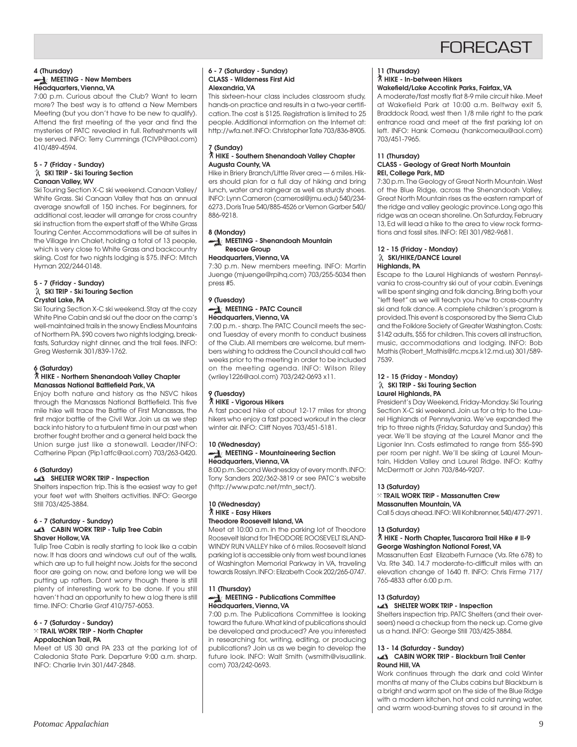# FORECAST

**4 (Thursday)**
**MEETING - New Members**
**Headquarters, Vienna, VA**

7:00 p.m. Curious about the Club? Want to learn more? The best way is to attend a New Members Meeting (but you don't have to be new to qualify). Attend the first meeting of the year and find the mysteries of PATC revealed in full. Refreshments will be served. INFO: Terry Cummings (TCIVP@aol.com) 410/489-4594.

**5 - 7 (Friday - Sunday)**
**SKI TRIP - Ski Touring Section**
**Canaan Valley, WV**

Ski Touring Section X-C ski weekend. Canaan Valley/ White Grass. Ski Canaan Valley that has an annual average snowfall of 150 inches. For beginners, for additional cost, leader will arrange for cross country ski instruction from the expert staff of the White Grass Touring Center. Accommodations will be at suites in the Village Inn Chalet, holding a total of 13 people, which is very close to White Grass and backcountry skiing. Cost for two nights lodging is $75. INFO: Mitch Hyman 202/244-0148.

**5 - 7 (Friday - Sunday)**
**SKI TRIP - Ski Touring Section**
**Crystal Lake, PA**

Ski Touring Section X-C ski weekend. Stay at the cozy White Pine Cabin and ski out the door on the camp's well-maintained trails in the snowy Endless Mountains of Northern PA. $90 covers two nights lodging, breakfasts, Saturday night dinner, and the trail fees. INFO: Greg Westernik 301/839-1762.

**6 (Saturday)**
**HIKE - Northern Shenandoah Valley Chapter**
**Manassas National Battlefield Park, VA**

Enjoy both nature and history as the NSVC hikes through the Manassas National Battlefield. This five mile hike will trace the Battle of First Manassas, the first major battle of the Civil War. Join us as we step back into history to a turbulent time in our past when brother fought brother and a general held back the Union surge just like a stonewall. Leader/INFO: Catherine Pipan (Pip1atfc@aol.com) 703/263-0420.

**6 (Saturday)**
**SHELTER WORK TRIP - Inspection**

Shelters inspection trip. This is the easiest way to get your feet wet with Shelters activities. INFO: George Still 703/425-3884.

**6 - 7 (Saturday - Sunday)**
**CABIN WORK TRIP - Tulip Tree Cabin**
**Shaver Hollow, VA**

Tulip Tree Cabin is really starting to look like a cabin now. It has doors and windows cut out of the walls, which are up to full height now. Joists for the second floor are going on now, and before long we will be putting up rafters. Dont worry though there is still plenty of interesting work to be done. If you still haven't had an opportunity to hew a log there is still time. INFO: Charlie Graf 410/757-6053.

**6 - 7 (Saturday - Sunday)**
**TRAIL WORK TRIP - North Chapter**
**Appalachian Trail, PA**

Meet at US 30 and PA 233 at the parking lot of Caledonia State Park. Departure 9:00 a.m. sharp. INFO: Charlie Irvin 301/447-2848.

**6 - 7 (Saturday - Sunday)**
**CLASS - Wilderness First Aid**
**Alexandria, VA**

This sixteen-hour class includes classroom study, hands-on practice and results in a two-year certification. The cost is $125. Registration is limited to 25 people. Additional information on the Internet at: http://wfa.net. INFO: Christopher Tate 703/836-8905.

**7 (Sunday)**
**HIKE - Southern Shenandoah Valley Chapter**
**Augusta County, VA**

Hike in Briery Branch/Little River area — 6 miles. Hikers should plan for a full day of hiking and bring lunch, water and raingear as well as sturdy shoes. INFO: Lynn Cameron (camerosl@jmu.edu) 540/234-6273 , Doris True 540/885-4526 or Vernon Garber 540/ 886-9218.

**8 (Monday)**
**MEETING - Shenandoah Mountain Rescue Group**
**Headquarters, Vienna, VA**

7:30 p.m. New members meeting. INFO: Martin Juenge (mjuenge@rpihq.com) 703/255-5034 then press #5.

**9 (Tuesday)**
**MEETING - PATC Council**
**Headquarters, Vienna, VA**

7:00 p.m. - sharp. The PATC Council meets the second Tuesday of every month to conduct business of the Club. All members are welcome, but members wishing to address the Council should call two weeks prior to the meeting in order to be included on the meeting agenda. INFO: Wilson Riley (wriley1226@aol.com) 703/242-0693 x11.

**9 (Tuesday)**
**HIKE - Vigorous Hikers**

A fast paced hike of about 12-17 miles for strong hikers who enjoy a fast paced workout in the clear winter air. INFO: Cliff Noyes 703/451-5181.

**10 (Wednesday)**
**MEETING - Mountaineering Section**
**Headquarters, Vienna, VA**

8:00 p.m. Second Wednesday of every month. INFO: Tony Sanders 202/362-3819 or see PATC's website (http://www.patc.net/mtn_sect/).

**10 (Wednesday)**
**HIKE - Easy Hikers**
**Theodore Roosevelt Island, VA**

Meet at 10:00 a.m. in the parking lot of Theodore Roosevelt Island for THEODORE ROOSEVELT ISLAND-WINDY RUN VALLEY hike of 6 miles. Roosevelt Island parking lot is accessible only from west bound lanes of Washington Memorial Parkway in VA, traveling towards Rosslyn. INFO: Elizabeth Cook 202/265-0747.

**11 (Thursday)**
**MEETING - Publications Committee**
**Headquarters, Vienna, VA**

7:00 p.m. The Publications Committee is looking toward the future. What kind of publications should be developed and produced? Are you interested in researching for, writing, editing, or producing publications? Join us as we begin to develop the future look. INFO: Walt Smith (wsmith@visuallink.com) 703/242-0693.

**11 (Thursday)**
**HIKE - In-between Hikers**
**Wakefield/Lake Accotink Parks, Fairfax, VA**

A moderate/fast mostly flat 8-9 mile circuit hike. Meet at Wakefield Park at 10:00 a.m. Beltway exit 5, Braddock Road, west then 1/8 mile right to the park entrance road and meet at the first parking lot on left. INFO: Hank Comeau (hankcomeau@aol.com) 703/451-7965.

**11 (Thursday)**
**CLASS - Geology of Great North Mountain**
**REI, College Park, MD**

7:30 p.m. The Geology of Great North Mountain. West of the Blue Ridge, across the Shenandoah Valley, Great North Mountain rises as the eastern rampart of the ridge and valley geologic province. Long ago this ridge was an ocean shoreline. On Saturday, February 13, Ed will lead a hike to the area to view rock formations and fossil sites. INFO: REI 301/982-9681.

**12 - 15 (Friday - Monday)**
**SKI/HIKE/DANCE Laurel Highlands, PA**

Escape to the Laurel Highlands of western Pennsylvania to cross-country ski out of your cabin. Evenings will be spent singing and folk dancing. Bring both your "left feet" as we will teach you how to cross-country ski and folk dance. A complete children's program is provided. This event is cosponsored by the Sierra Club and the Folklore Society of Greater Washington. Costs: $142 adults, $55 for children. This covers all instruction, music, accommodations and lodging. INFO: Bob Mathis (Robert_Mathis@fc.mcps.k12.md.us) 301/589-7539.

**12 - 15 (Friday - Monday)**
**SKI TRIP - Ski Touring Section**
**Laurel Highlands, PA**

President's Day Weekend, Friday-Monday. Ski Touring Section X-C ski weekend. Join us for a trip to the Laurel Highlands of Pennsylvania. We've expanded the trip to three nights (Friday, Saturday and Sunday) this year. We'll be staying at the Laurel Manor and the Ligonier Inn. Costs estimated to range from $55-$90 per room per night. We'll be skiing at Laurel Mountain, Hidden Valley and Laurel Ridge. INFO: Kathy McDermott or John 703/846-9207.

**13 (Saturday)**
**TRAIL WORK TRIP - Massanutten Crew**
**Massanutten Mountain, VA**

Call 5 days ahead. INFO: Wil Kohlbrenner, 540/477-2971.

**13 (Saturday)**
**HIKE - North Chapter, Tuscarora Trail Hike # II-9**
**George Washington National Forest, VA**

Massanutten East Elizabeth Furnace (Va. Rte 678) to Va. Rte 340. 14.7 moderate-to-difficult miles with an elevation change of 1640 ft. INFO: Chris Firme 717/ 765-4833 after 6:00 p.m.

**13 (Saturday)**
**SHELTER WORK TRIP - Inspection**

Shelters inspection trip. PATC Shelters (and their overseers) need a checkup from the neck up. Come give us a hand. INFO: George Still 703/425-3884.

**13 - 14 (Saturday - Sunday)**
**CABIN WORK TRIP - Blackburn Trail Center**
**Round Hill, VA**

Work continues through the dark and cold Winter months at many of the Clubs cabins but Blackburn is a bright and warm spot on the side of the Blue Ridge with a modern kitchen, hot and cold running water, and warm wood-burning stoves to sit around in the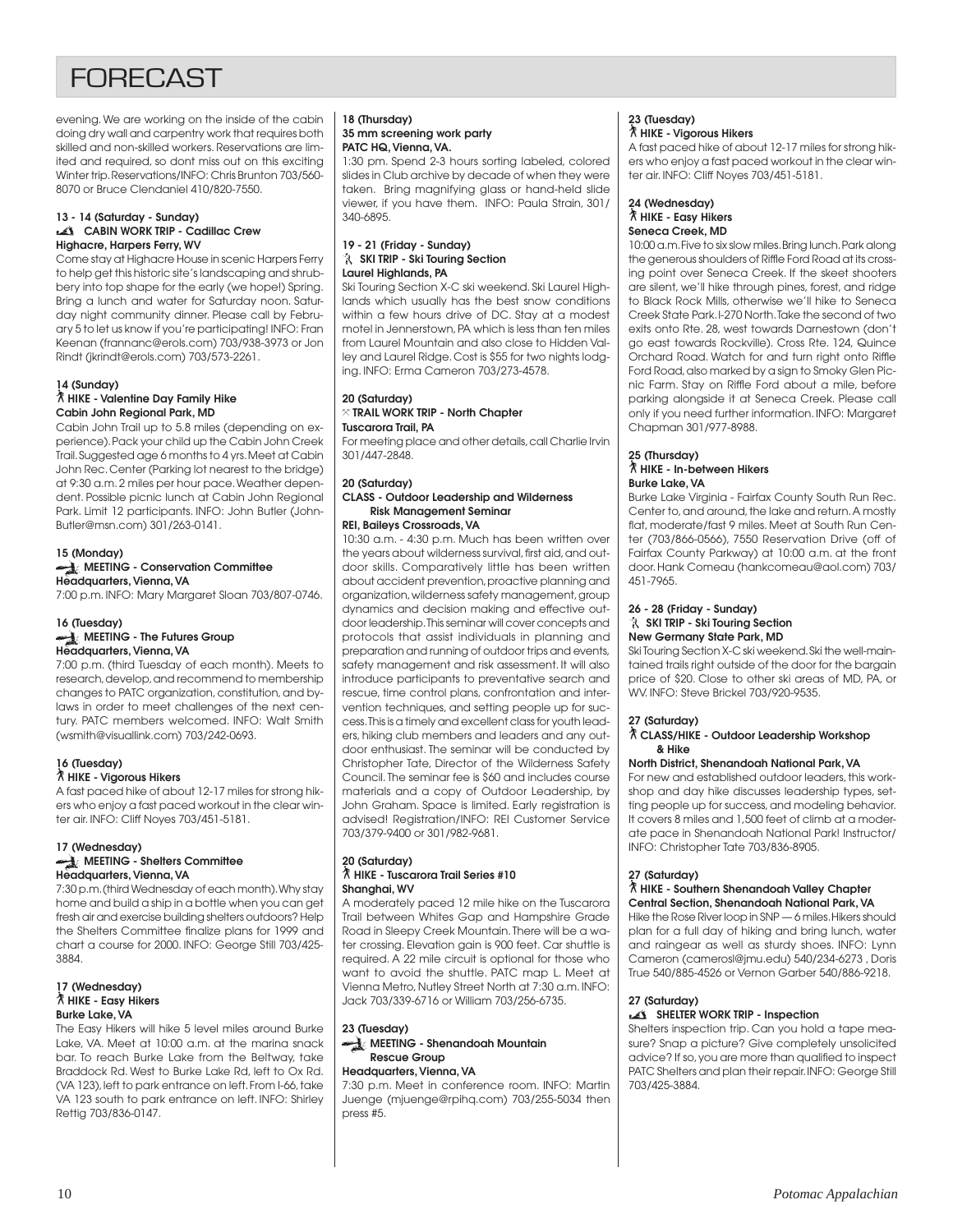# FORECAST

evening. We are working on the inside of the cabin doing dry wall and carpentry work that requires both skilled and non-skilled workers. Reservations are limited and required, so dont miss out on this exciting Winter trip. Reservations/INFO: Chris Brunton 703/560-8070 or Bruce Clendaniel 410/820-7550.

**13 - 14 (Saturday - Sunday)**
**CABIN WORK TRIP - Cadillac Crew**
**Highacre, Harpers Ferry, WV**

Come stay at Highacre House in scenic Harpers Ferry to help get this historic site's landscaping and shrubbery into top shape for the early (we hope!) Spring. Bring a lunch and water for Saturday noon. Saturday night community dinner. Please call by February 5 to let us know if you're participating! INFO: Fran Keenan (frannanc@erols.com) 703/938-3973 or Jon Rindt (jkrindt@erols.com) 703/573-2261.

**14 (Sunday)**
**HIKE - Valentine Day Family Hike**
**Cabin John Regional Park, MD**

Cabin John Trail up to 5.8 miles (depending on experience). Pack your child up the Cabin John Creek Trail. Suggested age 6 months to 4 yrs. Meet at Cabin John Rec. Center (Parking lot nearest to the bridge) at 9:30 a.m. 2 miles per hour pace. Weather dependent. Possible picnic lunch at Cabin John Regional Park. Limit 12 participants. INFO: John Butler (John-Butler@msn.com) 301/263-0141.

**15 (Monday)**
**MEETING - Conservation Committee**
**Headquarters, Vienna, VA**

7:00 p.m. INFO: Mary Margaret Sloan 703/807-0746.

**16 (Tuesday)**
**MEETING - The Futures Group**
**Headquarters, Vienna, VA**

7:00 p.m. (third Tuesday of each month). Meets to research, develop, and recommend to membership changes to PATC organization, constitution, and bylaws in order to meet challenges of the next century. PATC members welcomed. INFO: Walt Smith (wsmith@visuallink.com) 703/242-0693.

**16 (Tuesday)**
**HIKE - Vigorous Hikers**

A fast paced hike of about 12-17 miles for strong hikers who enjoy a fast paced workout in the clear winter air. INFO: Cliff Noyes 703/451-5181.

**17 (Wednesday)**
**MEETING - Shelters Committee**
**Headquarters, Vienna, VA**

7:30 p.m. (third Wednesday of each month). Why stay home and build a ship in a bottle when you can get fresh air and exercise building shelters outdoors? Help the Shelters Committee finalize plans for 1999 and chart a course for 2000. INFO: George Still 703/425-3884.

**17 (Wednesday)**
**HIKE - Easy Hikers**
**Burke Lake, VA**

The Easy Hikers will hike 5 level miles around Burke Lake, VA. Meet at 10:00 a.m. at the marina snack bar. To reach Burke Lake from the Beltway, take Braddock Rd. West to Burke Lake Rd, left to Ox Rd. (VA 123), left to park entrance on left. From I-66, take VA 123 south to park entrance on left. INFO: Shirley Rettig 703/836-0147.

**18 (Thursday)**
**35 mm screening work party**
**PATC HQ, Vienna, VA.**

1:30 pm. Spend 2-3 hours sorting labeled, colored slides in Club archive by decade of when they were taken. Bring magnifying glass or hand-held slide viewer, if you have them. INFO: Paula Strain, 301/340-6895.

**19 - 21 (Friday - Sunday)**
**SKI TRIP - Ski Touring Section**
**Laurel Highlands, PA**

Ski Touring Section X-C ski weekend. Ski Laurel Highlands which usually has the best snow conditions within a few hours drive of DC. Stay at a modest motel in Jennerstown, PA which is less than ten miles from Laurel Mountain and also close to Hidden Valley and Laurel Ridge. Cost is $55 for two nights lodging. INFO: Erma Cameron 703/273-4578.

**20 (Saturday)**
**TRAIL WORK TRIP - North Chapter**
**Tuscarora Trail, PA**

For meeting place and other details, call Charlie Irvin 301/447-2848.

**20 (Saturday)**
**CLASS - Outdoor Leadership and Wilderness Risk Management Seminar**
**REI, Baileys Crossroads, VA**

10:30 a.m. - 4:30 p.m. Much has been written over the years about wilderness survival, first aid, and outdoor skills. Comparatively little has been written about accident prevention, proactive planning and organization, wilderness safety management, group dynamics and decision making and effective outdoor leadership. This seminar will cover concepts and protocols that assist individuals in planning and preparation and running of outdoor trips and events, safety management and risk assessment. It will also introduce participants to preventative search and rescue, time control plans, confrontation and intervention techniques, and setting people up for success. This is a timely and excellent class for youth leaders, hiking club members and leaders and any outdoor enthusiast. The seminar will be conducted by Christopher Tate, Director of the Wilderness Safety Council. The seminar fee is $60 and includes course materials and a copy of Outdoor Leadership, by John Graham. Space is limited. Early registration is advised! Registration/INFO: REI Customer Service 703/379-9400 or 301/982-9681.

**20 (Saturday)**
**HIKE - Tuscarora Trail Series #10**
**Shanghai, WV**

A moderately paced 12 mile hike on the Tuscarora Trail between Whites Gap and Hampshire Grade Road in Sleepy Creek Mountain. There will be a water crossing. Elevation gain is 900 feet. Car shuttle is required. A 22 mile circuit is optional for those who want to avoid the shuttle. PATC map L. Meet at Vienna Metro, Nutley Street North at 7:30 a.m. INFO: Jack 703/339-6716 or William 703/256-6735.

**23 (Tuesday)**
**MEETING - Shenandoah Mountain Rescue Group**
**Headquarters, Vienna, VA**

7:30 p.m. Meet in conference room. INFO: Martin Juenge (mjuenge@rpihq.com) 703/255-5034 then press #5.

**23 (Tuesday)**
**HIKE - Vigorous Hikers**

A fast paced hike of about 12-17 miles for strong hikers who enjoy a fast paced workout in the clear winter air. INFO: Cliff Noyes 703/451-5181.

**24 (Wednesday)**
**HIKE - Easy Hikers**
**Seneca Creek, MD**

10:00 a.m. Five to six slow miles. Bring lunch. Park along the generous shoulders of Riffle Ford Road at its crossing point over Seneca Creek. If the skeet shooters are silent, we'll hike through pines, forest, and ridge to Black Rock Mills, otherwise we'll hike to Seneca Creek State Park. I-270 North. Take the second of two exits onto Rte. 28, west towards Darnestown (don't go east towards Rockville). Cross Rte. 124, Quince Orchard Road. Watch for and turn right onto Riffle Ford Road, also marked by a sign to Smoky Glen Picnic Farm. Stay on Riffle Ford about a mile, before parking alongside it at Seneca Creek. Please call only if you need further information. INFO: Margaret Chapman 301/977-8988.

**25 (Thursday)**
**HIKE - In-between Hikers**
**Burke Lake, VA**

Burke Lake Virginia - Fairfax County South Run Rec. Center to, and around, the lake and return. A mostly flat, moderate/fast 9 miles. Meet at South Run Center (703/866-0566), 7550 Reservation Drive (off of Fairfax County Parkway) at 10:00 a.m. at the front door. Hank Comeau (hankcomeau@aol.com) 703/451-7965.

**26 - 28 (Friday - Sunday)**
**SKI TRIP - Ski Touring Section**
**New Germany State Park, MD**

Ski Touring Section X-C ski weekend. Ski the well-maintained trails right outside of the door for the bargain price of $20. Close to other ski areas of MD, PA, or WV. INFO: Steve Brickel 703/920-9535.

**27 (Saturday)**
**CLASS/HIKE - Outdoor Leadership Workshop & Hike**
**North District, Shenandoah National Park, VA**

For new and established outdoor leaders, this workshop and day hike discusses leadership types, setting people up for success, and modeling behavior. It covers 8 miles and 1,500 feet of climb at a moderate pace in Shenandoah National Park! Instructor/INFO: Christopher Tate 703/836-8905.

**27 (Saturday)**
**HIKE - Southern Shenandoah Valley Chapter**
**Central Section, Shenandoah National Park, VA**

Hike the Rose River loop in SNP — 6 miles. Hikers should plan for a full day of hiking and bring lunch, water and raingear as well as sturdy shoes. INFO: Lynn Cameron (camerosl@jmu.edu) 540/234-6273 , Doris True 540/885-4526 or Vernon Garber 540/886-9218.

**27 (Saturday)**
**SHELTER WORK TRIP - Inspection**

Shelters inspection trip. Can you hold a tape measure? Snap a picture? Give completely unsolicited advice? If so, you are more than qualified to inspect PATC Shelters and plan their repair. INFO: George Still 703/425-3884.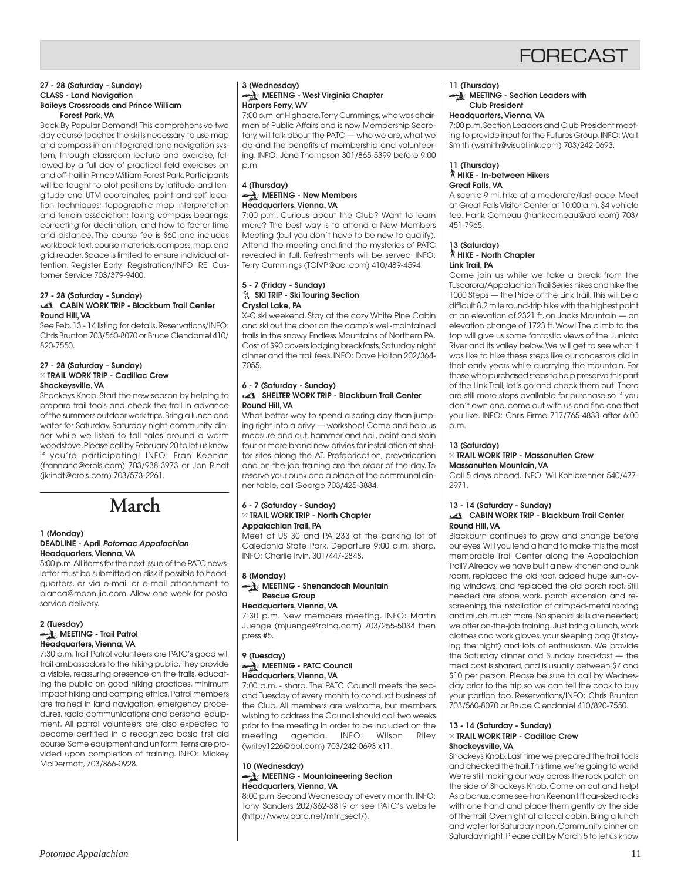# FORECAST

**27 - 28 (Saturday - Sunday)**
**CLASS - Land Navigation**
**Baileys Crossroads and Prince William Forest Park, VA**

Back By Popular Demand! This comprehensive two day course teaches the skills necessary to use map and compass in an integrated land navigation system, through classroom lecture and exercise, followed by a full day of practical field exercises on and off-trail in Prince William Forest Park. Participants will be taught to plot positions by latitude and longitude and UTM coordinates; point and self location techniques; topographic map interpretation and terrain association; taking compass bearings; correcting for declination; and how to factor time and distance. The course fee is $60 and includes workbook text, course materials, compass, map, and grid reader. Space is limited to ensure individual attention. Register Early! Registration/INFO: REI Customer Service 703/379-9400.

**27 - 28 (Saturday - Sunday)**
**CABIN WORK TRIP - Blackburn Trail Center**
**Round Hill, VA**

See Feb. 13 - 14 listing for details. Reservations/INFO: Chris Brunton 703/560-8070 or Bruce Clendaniel 410/820-7550.

**27 - 28 (Saturday - Sunday)**
**TRAIL WORK TRIP - Cadillac Crew**
**Shockeysville, VA**

Shockeys Knob. Start the new season by helping to prepare trail tools and check the trail in advance of the summers outdoor work trips. Bring a lunch and water for Saturday. Saturday night community dinner while we listen to tall tales around a warm woodstove. Please call by February 20 to let us know if you're participating! INFO: Fran Keenan (frannanc@erols.com) 703/938-3973 or Jon Rindt (jkrindt@erols.com) 703/573-2261.

## March

**1 (Monday)**
**DEADLINE - April *Potomac Appalachian***
**Headquarters, Vienna, VA**

5:00 p.m. All items for the next issue of the PATC newsletter must be submitted on disk if possible to headquarters, or via e-mail or e-mail attachment to bianca@moon.jic.com. Allow one week for postal service delivery.

**2 (Tuesday)**
**MEETING - Trail Patrol**
**Headquarters, Vienna, VA**

7:30 p.m. Trail Patrol volunteers are PATC's good will trail ambassadors to the hiking public. They provide a visible, reassuring presence on the trails, educating the public on good hiking practices, minimum impact hiking and camping ethics. Patrol members are trained in land navigation, emergency procedures, radio communications and personal equipment. All patrol volunteers are also expected to become certified in a recognized basic first aid course. Some equipment and uniform items are provided upon completion of training. INFO: Mickey McDermott, 703/866-0928.

**3 (Wednesday)**
**MEETING - West Virginia Chapter**
**Harpers Ferry, WV**

7:00 p.m. at Highacre. Terry Cummings, who was chairman of Public Affairs and is now Membership Secretary, will talk about the PATC — who we are, what we do and the benefits of membership and volunteering. INFO: Jane Thompson 301/865-5399 before 9:00 p.m.

**4 (Thursday)**
**MEETING - New Members**
**Headquarters, Vienna, VA**

7:00 p.m. Curious about the Club? Want to learn more? The best way is to attend a New Members Meeting (but you don't have to be new to qualify). Attend the meeting and find the mysteries of PATC revealed in full. Refreshments will be served. INFO: Terry Cummings (TCIVP@aol.com) 410/489-4594.

**5 - 7 (Friday - Sunday)**
**SKI TRIP - Ski Touring Section**
**Crystal Lake, PA**

X-C ski weekend. Stay at the cozy White Pine Cabin and ski out the door on the camp's well-maintained trails in the snowy Endless Mountains of Northern PA. Cost of $90 covers lodging breakfasts, Saturday night dinner and the trail fees. INFO: Dave Holton 202/364-7055.

**6 - 7 (Saturday - Sunday)**
**SHELTER WORK TRIP - Blackburn Trail Center**
**Round Hill, VA**

What better way to spend a spring day than jumping right into a privy — workshop! Come and help us measure and cut, hammer and nail, paint and stain four or more brand new privies for installation at shelter sites along the AT. Prefabrication, prevarication and on-the-job training are the order of the day. To reserve your bunk and a place at the communal dinner table, call George 703/425-3884.

**6 - 7 (Saturday - Sunday)**
**TRAIL WORK TRIP - North Chapter**
**Appalachian Trail, PA**

Meet at US 30 and PA 233 at the parking lot of Caledonia State Park. Departure 9:00 a.m. sharp. INFO: Charlie Irvin, 301/447-2848.

**8 (Monday)**
**MEETING - Shenandoah Mountain Rescue Group**
**Headquarters, Vienna, VA**

7:30 p.m. New members meeting. INFO: Martin Juenge (mjuenge@rpihq.com) 703/255-5034 then press #5.

**9 (Tuesday)**
**MEETING - PATC Council**
**Headquarters, Vienna, VA**

7:00 p.m. - sharp. The PATC Council meets the second Tuesday of every month to conduct business of the Club. All members are welcome, but members wishing to address the Council should call two weeks prior to the meeting in order to be included on the meeting agenda. INFO: Wilson Riley (wriley1226@aol.com) 703/242-0693 x11.

**10 (Wednesday)**
**MEETING - Mountaineering Section**
**Headquarters, Vienna, VA**

8:00 p.m. Second Wednesday of every month. INFO: Tony Sanders 202/362-3819 or see PATC's website (http://www.patc.net/mtn_sect/).

**11 (Thursday)**
**MEETING - Section Leaders with Club President**
**Headquarters, Vienna, VA**

7:00 p.m. Section Leaders and Club President meeting to provide input for the Futures Group. INFO: Walt Smith (wsmith@visuallink.com) 703/242-0693.

**11 (Thursday)**
**HIKE - In-between Hikers**
**Great Falls, VA**

A scenic 9 mi. hike at a moderate/fast pace. Meet at Great Falls Visitor Center at 10:00 a.m. $4 vehicle fee. Hank Comeau (hankcomeau@aol.com) 703/451-7965.

**13 (Saturday)**
**HIKE - North Chapter**
**Link Trail, PA**

Come join us while we take a break from the Tuscarora/Appalachian Trail Series hikes and hike the 1000 Steps — the Pride of the Link Trail. This will be a difficult 8.2 mile round-trip hike with the highest point at an elevation of 2321 ft. on Jacks Mountain — an elevation change of 1723 ft. Wow! The climb to the top will give us some fantastic views of the Juniata River and its valley below. We will get to see what it was like to hike these steps like our ancestors did in their early years while quarrying the mountain. For those who purchased steps to help preserve this part of the Link Trail, let's go and check them out! There are still more steps available for purchase so if you don't own one, come out with us and find one that you like. INFO: Chris Firme 717/765-4833 after 6:00 p.m.

**13 (Saturday)**
**TRAIL WORK TRIP - Massanutten Crew**
**Massanutten Mountain, VA**

Call 5 days ahead. INFO: Wil Kohlbrenner 540/477-2971.

**13 - 14 (Saturday - Sunday)**
**CABIN WORK TRIP - Blackburn Trail Center**
**Round Hill, VA**

Blackburn continues to grow and change before our eyes. Will you lend a hand to make this the most memorable Trail Center along the Appalachian Trail? Already we have built a new kitchen and bunk room, replaced the old roof, added huge sun-loving windows, and replaced the old porch roof. Still needed are stone work, porch extension and rescreening, the installation of crimped-metal roofing and much, much more. No special skills are needed; we offer on-the-job training. Just bring a lunch, work clothes and work gloves, your sleeping bag (if staying the night) and lots of enthusiasm. We provide the Saturday dinner and Sunday breakfast — the meal cost is shared, and is usually between $7 and $10 per person. Please be sure to call by Wednesday prior to the trip so we can tell the cook to buy your portion too. Reservations/INFO: Chris Brunton 703/560-8070 or Bruce Clendaniel 410/820-7550.

**13 - 14 (Saturday - Sunday)**
**TRAIL WORK TRIP - Cadillac Crew**
**Shockeysville, VA**

Shockeys Knob. Last time we prepared the trail tools and checked the trail. This time we're going to work! We're still making our way across the rock patch on the side of Shockeys Knob. Come on out and help! As a bonus, come see Fran Keenan lift car-sized rocks with one hand and place them gently by the side of the trail. Overnight at a local cabin. Bring a lunch and water for Saturday noon. Community dinner on Saturday night. Please call by March 5 to let us know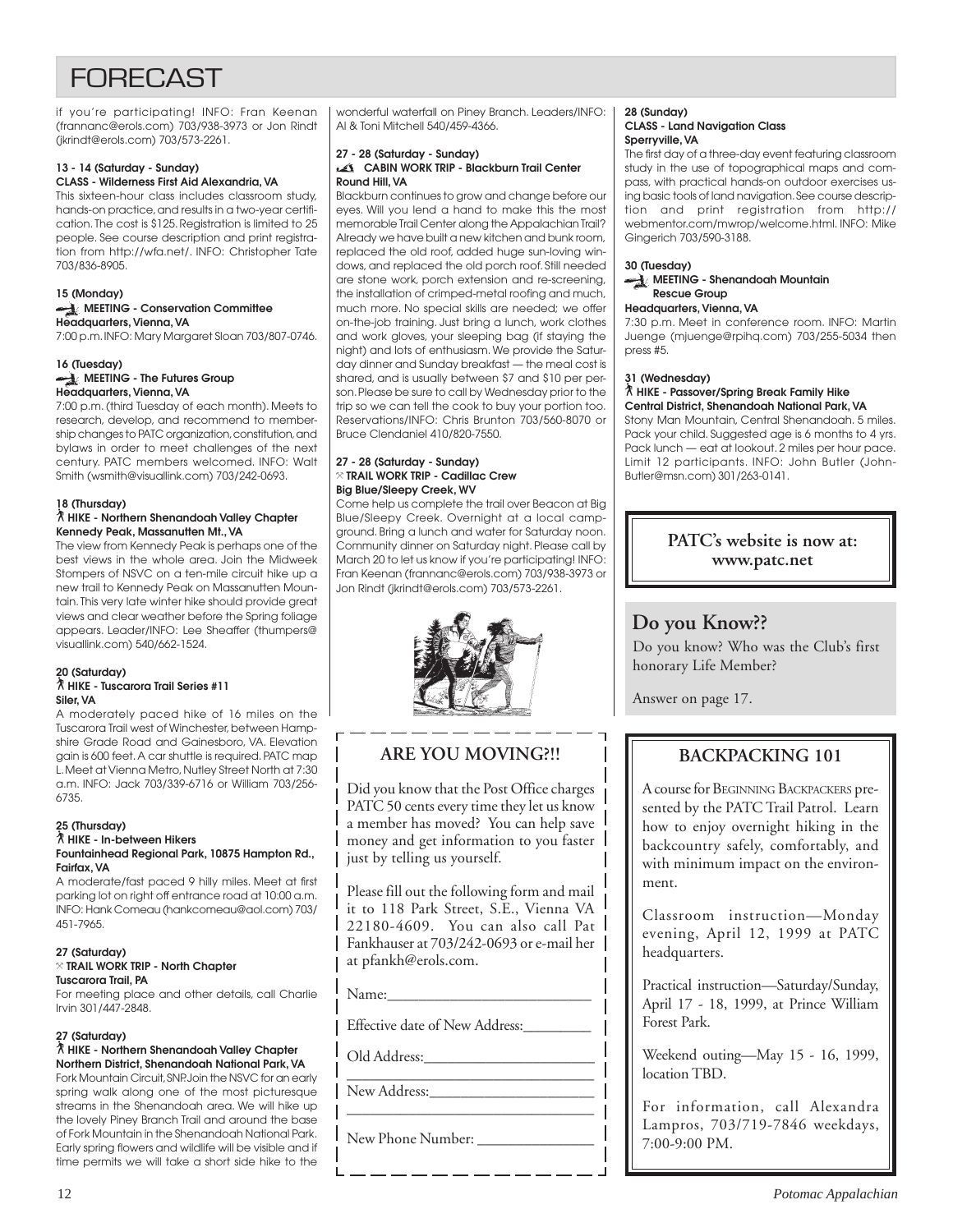# FORECAST

if you're participating! INFO: Fran Keenan (frannanc@erols.com) 703/938-3973 or Jon Rindt (jkrindt@erols.com) 703/573-2261.

**13 - 14 (Saturday - Sunday)**
**CLASS - Wilderness First Aid Alexandria, VA**
This sixteen-hour class includes classroom study, hands-on practice, and results in a two-year certification. The cost is $125. Registration is limited to 25 people. See course description and print registration from http://wfa.net/. INFO: Christopher Tate 703/836-8905.

**15 (Monday)**
**MEETING - Conservation Committee**
**Headquarters, Vienna, VA**
7:00 p.m. INFO: Mary Margaret Sloan 703/807-0746.

**16 (Tuesday)**
**MEETING - The Futures Group**
**Headquarters, Vienna, VA**
7:00 p.m. (third Tuesday of each month). Meets to research, develop, and recommend to membership changes to PATC organization, constitution, and bylaws in order to meet challenges of the next century. PATC members welcomed. INFO: Walt Smith (wsmith@visuallink.com) 703/242-0693.

**18 (Thursday)**
**HIKE - Northern Shenandoah Valley Chapter**
**Kennedy Peak, Massanutten Mt., VA**
The view from Kennedy Peak is perhaps one of the best views in the whole area. Join the Midweek Stompers of NSVC on a ten-mile circuit hike up a new trail to Kennedy Peak on Massanutten Mountain. This very late winter hike should provide great views and clear weather before the Spring foliage appears. Leader/INFO: Lee Sheaffer (thumpers@visuallink.com) 540/662-1524.

**20 (Saturday)**
**HIKE - Tuscarora Trail Series #11**
**Siler, VA**
A moderately paced hike of 16 miles on the Tuscarora Trail west of Winchester, between Hampshire Grade Road and Gainesboro, VA. Elevation gain is 600 feet. A car shuttle is required. PATC map L. Meet at Vienna Metro, Nutley Street North at 7:30 a.m. INFO: Jack 703/339-6716 or William 703/256-6735.

**25 (Thursday)**
**HIKE - In-between Hikers**
**Fountainhead Regional Park, 10875 Hampton Rd., Fairfax, VA**
A moderate/fast paced 9 hilly miles. Meet at first parking lot on right off entrance road at 10:00 a.m. INFO: Hank Comeau (hankcomeau@aol.com) 703/451-7965.

**27 (Saturday)**
**TRAIL WORK TRIP - North Chapter**
**Tuscarora Trail, PA**
For meeting place and other details, call Charlie Irvin 301/447-2848.

**27 (Saturday)**
**HIKE - Northern Shenandoah Valley Chapter**
**Northern District, Shenandoah National Park, VA**
Fork Mountain Circuit, SNP. Join the NSVC for an early spring walk along one of the most picturesque streams in the Shenandoah area. We will hike up the lovely Piney Branch Trail and around the base of Fork Mountain in the Shenandoah National Park. Early spring flowers and wildlife will be visible and if time permits we will take a short side hike to the wonderful waterfall on Piney Branch. Leaders/INFO: Al & Toni Mitchell 540/459-4366.

**27 - 28 (Saturday - Sunday)**
**CABIN WORK TRIP - Blackburn Trail Center**
**Round Hill, VA**
Blackburn continues to grow and change before our eyes. Will you lend a hand to make this the most memorable Trail Center along the Appalachian Trail? Already we have built a new kitchen and bunk room, replaced the old roof, added huge sun-loving windows, and replaced the old porch roof. Still needed are stone work, porch extension and re-screening, the installation of crimped-metal roofing and much, much more. No special skills are needed; we offer on-the-job training. Just bring a lunch, work clothes and work gloves, your sleeping bag (if staying the night) and lots of enthusiasm. We provide the Saturday dinner and Sunday breakfast — the meal cost is shared, and is usually between $7 and $10 per person. Please be sure to call by Wednesday prior to the trip so we can tell the cook to buy your portion too. Reservations/INFO: Chris Brunton 703/560-8070 or Bruce Clendaniel 410/820-7550.

**27 - 28 (Saturday - Sunday)**
**TRAIL WORK TRIP - Cadillac Crew**
**Big Blue/Sleepy Creek, WV**
Come help us complete the trail over Beacon at Big Blue/Sleepy Creek. Overnight at a local campground. Bring a lunch and water for Saturday noon. Community dinner on Saturday night. Please call by March 20 to let us know if you're participating! INFO: Fran Keenan (frannanc@erols.com) 703/938-3973 or Jon Rindt (jkrindt@erols.com) 703/573-2261.

**28 (Sunday)**
**CLASS - Land Navigation Class**
**Sperryville, VA**
The first day of a three-day event featuring classroom study in the use of topographical maps and compass, with practical hands-on outdoor exercises using basic tools of land navigation. See course description and print registration from http://webmentor.com/mwrop/welcome.html. INFO: Mike Gingerich 703/590-3188.

**30 (Tuesday)**
**MEETING - Shenandoah Mountain Rescue Group**
**Headquarters, Vienna, VA**
7:30 p.m. Meet in conference room. INFO: Martin Juenge (mjuenge@rpihq.com) 703/255-5034 then press #5.

**31 (Wednesday)**
**HIKE - Passover/Spring Break Family Hike**
**Central District, Shenandoah National Park, VA**
Stony Man Mountain, Central Shenandoah. 5 miles. Pack your child. Suggested age is 6 months to 4 yrs. Pack lunch — eat at lookout. 2 miles per hour pace. Limit 12 participants. INFO: John Butler (John-Butler@msn.com) 301/263-0141.

**PATC's website is now at: www.patc.net**

## Do you Know??

Do you know? Who was the Club's first honorary Life Member?

Answer on page 17.

## ARE YOU MOVING?!!

Did you know that the Post Office charges PATC 50 cents every time they let us know a member has moved? You can help save money and get information to you faster just by telling us yourself.

Please fill out the following form and mail it to 118 Park Street, S.E., Vienna VA 22180-4609. You can also call Pat Fankhauser at 703/242-0693 or e-mail her at pfankh@erols.com.

Name:___________________________

Effective date of New Address:_________

Old Address:______________________

_________________________________

New Address:______________________

_________________________________

New Phone Number: _______________

## BACKPACKING 101

A course for BEGINNING BACKPACKERS presented by the PATC Trail Patrol. Learn how to enjoy overnight hiking in the backcountry safely, comfortably, and with minimum impact on the environment.

Classroom instruction—Monday evening, April 12, 1999 at PATC headquarters.

Practical instruction—Saturday/Sunday, April 17 - 18, 1999, at Prince William Forest Park.

Weekend outing—May 15 - 16, 1999, location TBD.

For information, call Alexandra Lampros, 703/719-7846 weekdays, 7:00-9:00 PM.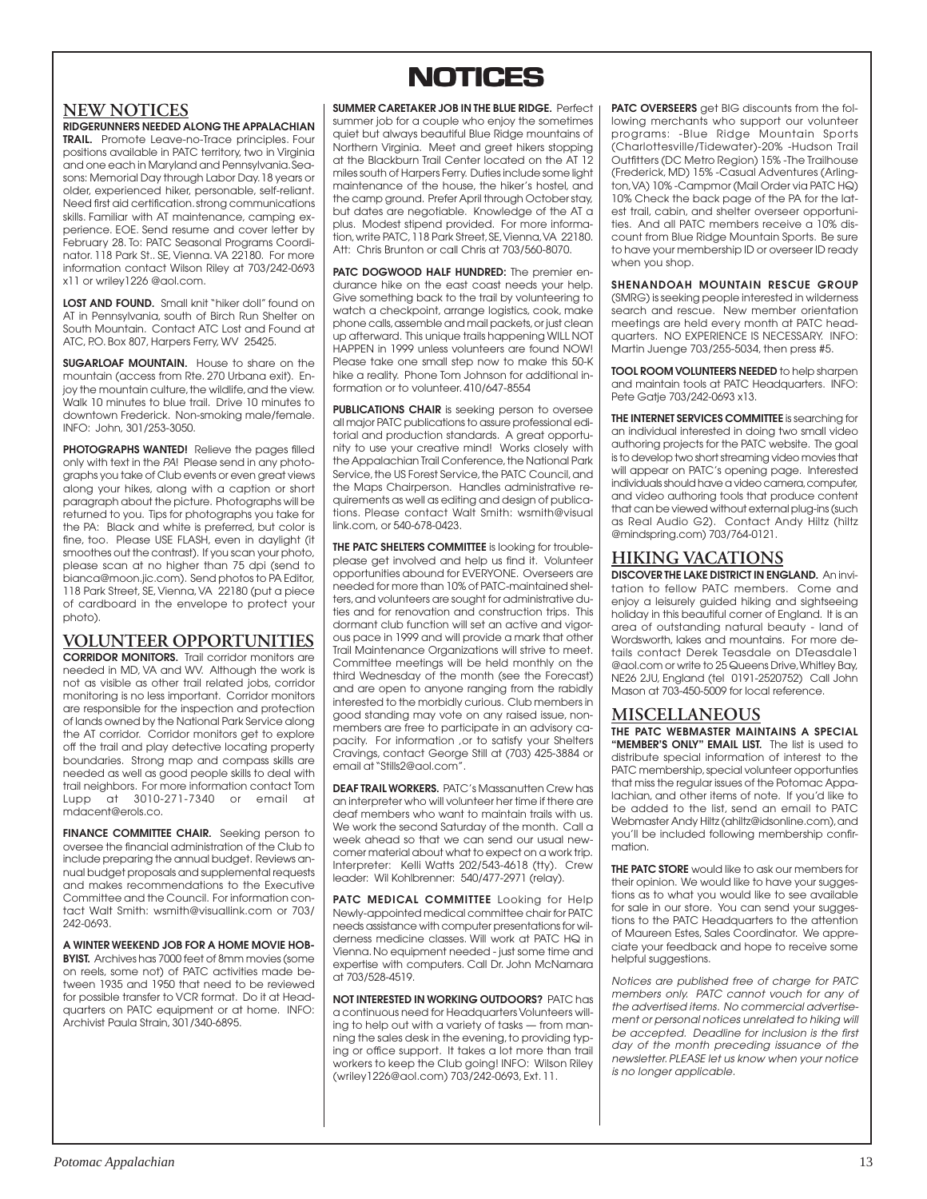# NOTICES

## NEW NOTICES

**RIDGERUNNERS NEEDED ALONG THE APPALACHIAN TRAIL.** Promote Leave-no-Trace principles. Four positions available in PATC territory, two in Virginia and one each in Maryland and Pennsylvania. Seasons: Memorial Day through Labor Day. 18 years or older, experienced hiker, personable, self-reliant. Need first aid certification. strong communications skills. Familiar with AT maintenance, camping experience. EOE. Send resume and cover letter by February 28. To: PATC Seasonal Programs Coordinator. 118 Park St.. SE, Vienna. VA 22180. For more information contact Wilson Riley at 703/242-0693 x11 or wriley1226 @aol.com.

**LOST AND FOUND.** Small knit "hiker doll" found on AT in Pennsylvania, south of Birch Run Shelter on South Mountain. Contact ATC Lost and Found at ATC, P.O. Box 807, Harpers Ferry, WV 25425.

**SUGARLOAF MOUNTAIN.** House to share on the mountain (access from Rte. 270 Urbana exit). Enjoy the mountain culture, the wildlife, and the view. Walk 10 minutes to blue trail. Drive 10 minutes to downtown Frederick. Non-smoking male/female. INFO: John, 301/253-3050.

**PHOTOGRAPHS WANTED!** Relieve the pages filled only with text in the *PA*! Please send in any photographs you take of Club events or even great views along your hikes, along with a caption or short paragraph about the picture. Photographs will be returned to you. Tips for photographs you take for the PA: Black and white is preferred, but color is fine, too. Please USE FLASH, even in daylight (it smoothes out the contrast). If you scan your photo, please scan at no higher than 75 dpi (send to bianca@moon.jic.com). Send photos to PA Editor, 118 Park Street, SE, Vienna, VA 22180 (put a piece of cardboard in the envelope to protect your photo).

## VOLUNTEER OPPORTUNITIES

**CORRIDOR MONITORS.** Trail corridor monitors are needed in MD, VA and WV. Although the work is not as visible as other trail related jobs, corridor monitoring is no less important. Corridor monitors are responsible for the inspection and protection of lands owned by the National Park Service along the AT corridor. Corridor monitors get to explore off the trail and play detective locating property boundaries. Strong map and compass skills are needed as well as good people skills to deal with trail neighbors. For more information contact Tom Lupp at 3010-271-7340 or email at mdacent@erols.co.

**FINANCE COMMITTEE CHAIR.** Seeking person to oversee the financial administration of the Club to include preparing the annual budget. Reviews annual budget proposals and supplemental requests and makes recommendations to the Executive Committee and the Council. For information contact Walt Smith: wsmith@visuallink.com or 703/242-0693.

**A WINTER WEEKEND JOB FOR A HOME MOVIE HOBBYIST.** Archives has 7000 feet of 8mm movies (some on reels, some not) of PATC activities made between 1935 and 1950 that need to be reviewed for possible transfer to VCR format. Do it at Headquarters on PATC equipment or at home. INFO: Archivist Paula Strain, 301/340-6895.

**SUMMER CARETAKER JOB IN THE BLUE RIDGE.** Perfect summer job for a couple who enjoy the sometimes quiet but always beautiful Blue Ridge mountains of Northern Virginia. Meet and greet hikers stopping at the Blackburn Trail Center located on the AT 12 miles south of Harpers Ferry. Duties include some light maintenance of the house, the hiker's hostel, and the camp ground. Prefer April through October stay, but dates are negotiable. Knowledge of the AT a plus. Modest stipend provided. For more information, write PATC, 118 Park Street, SE, Vienna, VA 22180. Att: Chris Brunton or call Chris at 703/560-8070.

**PATC DOGWOOD HALF HUNDRED:** The premier endurance hike on the east coast needs your help. Give something back to the trail by volunteering to watch a checkpoint, arrange logistics, cook, make phone calls, assemble and mail packets, or just clean up afterward. This unique trails happening WILL NOT HAPPEN in 1999 unless volunteers are found NOW! Please take one small step now to make this 50-K hike a reality. Phone Tom Johnson for additional information or to volunteer. 410/647-8554

**PUBLICATIONS CHAIR** is seeking person to oversee all major PATC publications to assure professional editorial and production standards. A great opportunity to use your creative mind! Works closely with the Appalachian Trail Conference, the National Park Service, the US Forest Service, the PATC Council, and the Maps Chairperson. Handles administrative requirements as well as editing and design of publications. Please contact Walt Smith: wsmith@visual link.com, or 540-678-0423.

**THE PATC SHELTERS COMMITTEE** is looking for trouble-please get involved and help us find it. Volunteer opportunities abound for EVERYONE. Overseers are needed for more than 10% of PATC-maintained shelters, and volunteers are sought for administrative duties and for renovation and construction trips. This dormant club function will set an active and vigorous pace in 1999 and will provide a mark that other Trail Maintenance Organizations will strive to meet. Committee meetings will be held monthly on the third Wednesday of the month (see the Forecast) and are open to anyone ranging from the rabidly interested to the morbidly curious. Club members in good standing may vote on any raised issue, nonmembers are free to participate in an advisory capacity. For information ,or to satisfy your Shelters Cravings, contact George Still at (703) 425-3884 or email at "Stills2@aol.com".

**DEAF TRAIL WORKERS.** PATC's Massanutten Crew has an interpreter who will volunteer her time if there are deaf members who want to maintain trails with us. We work the second Saturday of the month. Call a week ahead so that we can send our usual newcomer material about what to expect on a work trip. Interpreter: Kelli Watts 202/543-4618 (tty). Crew leader: Wil Kohlbrenner: 540/477-2971 (relay).

**PATC MEDICAL COMMITTEE** Looking for Help Newly-appointed medical committee chair for PATC needs assistance with computer presentations for wilderness medicine classes. Will work at PATC HQ in Vienna. No equipment needed - just some time and expertise with computers. Call Dr. John McNamara at 703/528-4519.

**NOT INTERESTED IN WORKING OUTDOORS?** PATC has a continuous need for Headquarters Volunteers willing to help out with a variety of tasks — from manning the sales desk in the evening, to providing typing or office support. It takes a lot more than trail workers to keep the Club going! INFO: Wilson Riley (wriley1226@aol.com) 703/242-0693, Ext. 11.

**PATC OVERSEERS** get BIG discounts from the following merchants who support our volunteer programs: -Blue Ridge Mountain Sports (Charlottesville/Tidewater)-20% -Hudson Trail Outfitters (DC Metro Region) 15% -The Trailhouse (Frederick, MD) 15% -Casual Adventures (Arlington, VA) 10% -Campmor (Mail Order via PATC HQ) 10% Check the back page of the PA for the latest trail, cabin, and shelter overseer opportunities. And all PATC members receive a 10% discount from Blue Ridge Mountain Sports. Be sure to have your membership ID or overseer ID ready when you shop.

**SHENANDOAH MOUNTAIN RESCUE GROUP** (SMRG) is seeking people interested in wilderness search and rescue. New member orientation meetings are held every month at PATC headquarters. NO EXPERIENCE IS NECESSARY. INFO: Martin Juenge 703/255-5034, then press #5.

**TOOL ROOM VOLUNTEERS NEEDED** to help sharpen and maintain tools at PATC Headquarters. INFO: Pete Gatje 703/242-0693 x13.

**THE INTERNET SERVICES COMMITTEE** is searching for an individual interested in doing two small video authoring projects for the PATC website. The goal is to develop two short streaming video movies that will appear on PATC's opening page. Interested individuals should have a video camera, computer, and video authoring tools that produce content that can be viewed without external plug-ins (such as Real Audio G2). Contact Andy Hiltz (hiltz @mindspring.com) 703/764-0121.

## HIKING VACATIONS

**DISCOVER THE LAKE DISTRICT IN ENGLAND.** An invitation to fellow PATC members. Come and enjoy a leisurely guided hiking and sightseeing holiday in this beautiful corner of England. It is an area of outstanding natural beauty - land of Wordsworth, lakes and mountains. For more details contact Derek Teasdale on DTeasdale1 @aol.com or write to 25 Queens Drive, Whitley Bay, NE26 2JU, England (tel 0191-2520752) Call John Mason at 703-450-5009 for local reference.

## MISCELLANEOUS

**THE PATC WEBMASTER MAINTAINS A SPECIAL "MEMBER'S ONLY" EMAIL LIST.** The list is used to distribute special information of interest to the PATC membership, special volunteer opportunities that miss the regular issues of the Potomac Appalachian, and other items of note. If you'd like to be added to the list, send an email to PATC Webmaster Andy Hiltz (ahiltz@idsonline.com), and you'll be included following membership confirmation.

**THE PATC STORE** would like to ask our members for their opinion. We would like to have your suggestions as to what you would like to see available for sale in our store. You can send your suggestions to the PATC Headquarters to the attention of Maureen Estes, Sales Coordinator. We appreciate your feedback and hope to receive some helpful suggestions.

*Notices are published free of charge for PATC members only. PATC cannot vouch for any of the advertised items. No commercial advertisement or personal notices unrelated to hiking will be accepted. Deadline for inclusion is the first day of the month preceding issuance of the newsletter. PLEASE let us know when your notice is no longer applicable.*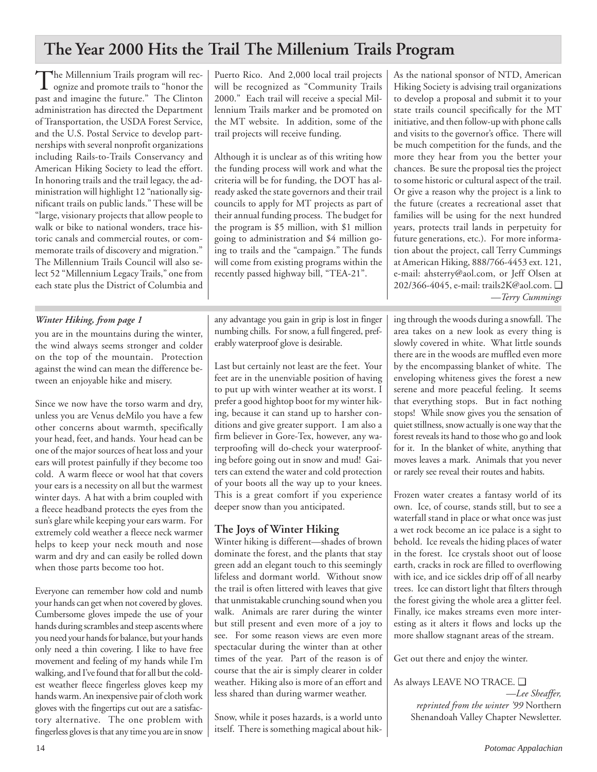# The Year 2000 Hits the Trail The Millenium Trails Program

The Millennium Trails program will recognize and promote trails to "honor the past and imagine the future." The Clinton administration has directed the Department of Transportation, the USDA Forest Service, and the U.S. Postal Service to develop partnerships with several nonprofit organizations including Rails-to-Trails Conservancy and American Hiking Society to lead the effort. In honoring trails and the trail legacy, the administration will highlight 12 "nationally significant trails on public lands." These will be "large, visionary projects that allow people to walk or bike to national wonders, trace historic canals and commercial routes, or commemorate trails of discovery and migration." The Millennium Trails Council will also select 52 "Millennium Legacy Trails," one from each state plus the District of Columbia and Puerto Rico. And 2,000 local trail projects will be recognized as "Community Trails 2000." Each trail will receive a special Millennium Trails marker and be promoted on the MT website. In addition, some of the trail projects will receive funding.

Although it is unclear as of this writing how the funding process will work and what the criteria will be for funding, the DOT has already asked the state governors and their trail councils to apply for MT projects as part of their annual funding process. The budget for the program is $5 million, with $1 million going to administration and $4 million going to trails and the "campaign." The funds will come from existing programs within the recently passed highway bill, "TEA-21".

As the national sponsor of NTD, American Hiking Society is advising trail organizations to develop a proposal and submit it to your state trails council specifically for the MT initiative, and then follow-up with phone calls and visits to the governor's office. There will be much competition for the funds, and the more they hear from you the better your chances. Be sure the proposal ties the project to some historic or cultural aspect of the trail. Or give a reason why the project is a link to the future (creates a recreational asset that families will be using for the next hundred years, protects trail lands in perpetuity for future generations, etc.). For more information about the project, call Terry Cummings at American Hiking, 888/766-4453 ext. 121, e-mail: ahsterry@aol.com, or Jeff Olsen at 202/366-4045, e-mail: trails2K@aol.com. ❑

*—Terry Cummings*

---

***Winter Hiking, from page 1***

you are in the mountains during the winter, the wind always seems stronger and colder on the top of the mountain. Protection against the wind can mean the difference between an enjoyable hike and misery.

Since we now have the torso warm and dry, unless you are Venus deMilo you have a few other concerns about warmth, specifically your head, feet, and hands. Your head can be one of the major sources of heat loss and your ears will protest painfully if they become too cold. A warm fleece or wool hat that covers your ears is a necessity on all but the warmest winter days. A hat with a brim coupled with a fleece headband protects the eyes from the sun's glare while keeping your ears warm. For extremely cold weather a fleece neck warmer helps to keep your neck mouth and nose warm and dry and can easily be rolled down when those parts become too hot.

Everyone can remember how cold and numb your hands can get when not covered by gloves. Cumbersome gloves impede the use of your hands during scrambles and steep ascents where you need your hands for balance, but your hands only need a thin covering. I like to have free movement and feeling of my hands while I'm walking, and I've found that for all but the coldest weather fleece fingerless gloves keep my hands warm. An inexpensive pair of cloth work gloves with the fingertips cut out are a satisfactory alternative. The one problem with fingerless gloves is that any time you are in snow any advantage you gain in grip is lost in finger numbing chills. For snow, a full fingered, preferably waterproof glove is desirable.

Last but certainly not least are the feet. Your feet are in the unenviable position of having to put up with winter weather at its worst. I prefer a good hightop boot for my winter hiking, because it can stand up to harsher conditions and give greater support. I am also a firm believer in Gore-Tex, however, any waterproofing will do-check your waterproofing before going out in snow and mud! Gaiters can extend the water and cold protection of your boots all the way up to your knees. This is a great comfort if you experience deeper snow than you anticipated.

## The Joys of Winter Hiking

Winter hiking is different—shades of brown dominate the forest, and the plants that stay green add an elegant touch to this seemingly lifeless and dormant world. Without snow the trail is often littered with leaves that give that unmistakable crunching sound when you walk. Animals are rarer during the winter but still present and even more of a joy to see. For some reason views are even more spectacular during the winter than at other times of the year. Part of the reason is of course that the air is simply clearer in colder weather. Hiking also is more of an effort and less shared than during warmer weather.

Snow, while it poses hazards, is a world unto itself. There is something magical about hiking through the woods during a snowfall. The area takes on a new look as every thing is slowly covered in white. What little sounds there are in the woods are muffled even more by the encompassing blanket of white. The enveloping whiteness gives the forest a new serene and more peaceful feeling. It seems that everything stops. But in fact nothing stops! While snow gives you the sensation of quiet stillness, snow actually is one way that the forest reveals its hand to those who go and look for it. In the blanket of white, anything that moves leaves a mark. Animals that you never or rarely see reveal their routes and habits.

Frozen water creates a fantasy world of its own. Ice, of course, stands still, but to see a waterfall stand in place or what once was just a wet rock become an ice palace is a sight to behold. Ice reveals the hiding places of water in the forest. Ice crystals shoot out of loose earth, cracks in rock are filled to overflowing with ice, and ice sickles drip off of all nearby trees. Ice can distort light that filters through the forest giving the whole area a glitter feel. Finally, ice makes streams even more interesting as it alters it flows and locks up the more shallow stagnant areas of the stream.

Get out there and enjoy the winter.

As always LEAVE NO TRACE. ❑

*—Lee Sheaffer, reprinted from the winter '99* Northern Shenandoah Valley Chapter Newsletter.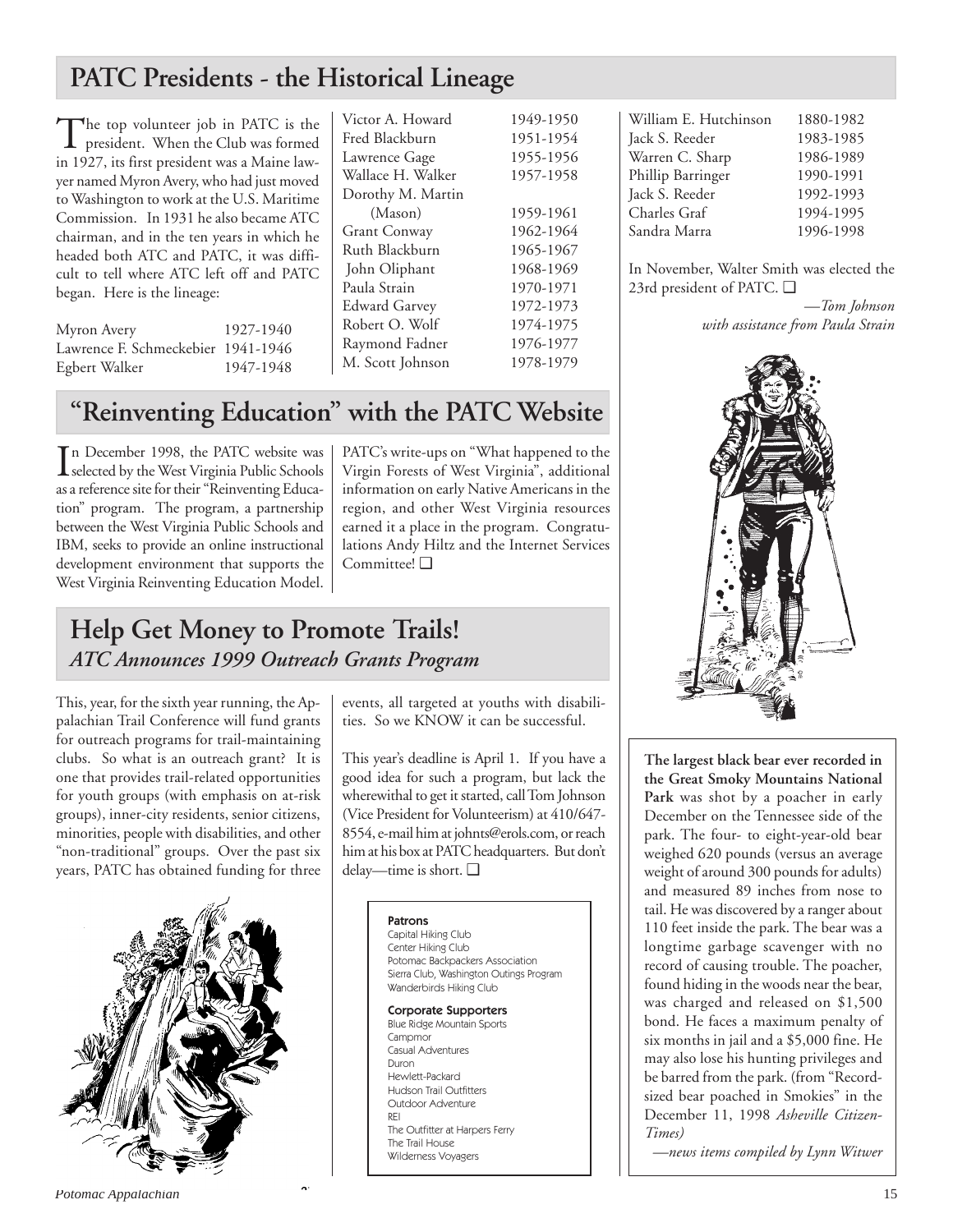## PATC Presidents - the Historical Lineage

The top volunteer job in PATC is the president. When the Club was formed in 1927, its first president was a Maine lawyer named Myron Avery, who had just moved to Washington to work at the U.S. Maritime Commission. In 1931 he also became ATC chairman, and in the ten years in which he headed both ATC and PATC, it was difficult to tell where ATC left off and PATC began. Here is the lineage:

| | |
|---|---|
| Myron Avery | 1927-1940 |
| Lawrence F. Schmeckebier | 1941-1946 |
| Egbert Walker | 1947-1948 |
| Victor A. Howard | 1949-1950 |
| Fred Blackburn | 1951-1954 |
| Lawrence Gage | 1955-1956 |
| Wallace H. Walker | 1957-1958 |
| Dorothy M. Martin (Mason) | 1959-1961 |
| Grant Conway | 1962-1964 |
| Ruth Blackburn | 1965-1967 |
| John Oliphant | 1968-1969 |
| Paula Strain | 1970-1971 |
| Edward Garvey | 1972-1973 |
| Robert O. Wolf | 1974-1975 |
| Raymond Fadner | 1976-1977 |
| M. Scott Johnson | 1978-1979 |
| William E. Hutchinson | 1880-1982 |
| Jack S. Reeder | 1983-1985 |
| Warren C. Sharp | 1986-1989 |
| Phillip Barringer | 1990-1991 |
| Jack S. Reeder | 1992-1993 |
| Charles Graf | 1994-1995 |
| Sandra Marra | 1996-1998 |

In November, Walter Smith was elected the 23rd president of PATC. ❑

*—Tom Johnson with assistance from Paula Strain*

## "Reinventing Education" with the PATC Website

In December 1998, the PATC website was selected by the West Virginia Public Schools as a reference site for their "Reinventing Education" program. The program, a partnership between the West Virginia Public Schools and IBM, seeks to provide an online instructional development environment that supports the West Virginia Reinventing Education Model. PATC's write-ups on "What happened to the Virgin Forests of West Virginia", additional information on early Native Americans in the region, and other West Virginia resources earned it a place in the program. Congratulations Andy Hiltz and the Internet Services Committee! ❑

## Help Get Money to Promote Trails!

### *ATC Announces 1999 Outreach Grants Program*

This, year, for the sixth year running, the Appalachian Trail Conference will fund grants for outreach programs for trail-maintaining clubs. So what is an outreach grant? It is one that provides trail-related opportunities for youth groups (with emphasis on at-risk groups), inner-city residents, senior citizens, minorities, people with disabilities, and other "non-traditional" groups. Over the past six years, PATC has obtained funding for three events, all targeted at youths with disabilities. So we KNOW it can be successful.

This year's deadline is April 1. If you have a good idea for such a program, but lack the wherewithal to get it started, call Tom Johnson (Vice President for Volunteerism) at 410/647-8554, e-mail him at johnts@erols.com, or reach him at his box at PATC headquarters. But don't delay—time is short. ❑

**Patrons**

Capital Hiking Club
Center Hiking Club
Potomac Backpackers Association
Sierra Club, Washington Outings Program
Wanderbirds Hiking Club

**Corporate Supporters**

Blue Ridge Mountain Sports
Campmor
Casual Adventures
Duron
Hewlett-Packard
Hudson Trail Outfitters
Outdoor Adventure
REI
The Outfitter at Harpers Ferry
The Trail House
Wilderness Voyagers

**The largest black bear ever recorded in the Great Smoky Mountains National Park** was shot by a poacher in early December on the Tennessee side of the park. The four- to eight-year-old bear weighed 620 pounds (versus an average weight of around 300 pounds for adults) and measured 89 inches from nose to tail. He was discovered by a ranger about 110 feet inside the park. The bear was a longtime garbage scavenger with no record of causing trouble. The poacher, found hiding in the woods near the bear, was charged and released on $1,500 bond. He faces a maximum penalty of six months in jail and a $5,000 fine. He may also lose his hunting privileges and be barred from the park. (from "Record-sized bear poached in Smokies" in the December 11, 1998 *Asheville Citizen-Times)*

*—news items compiled by Lynn Witwer*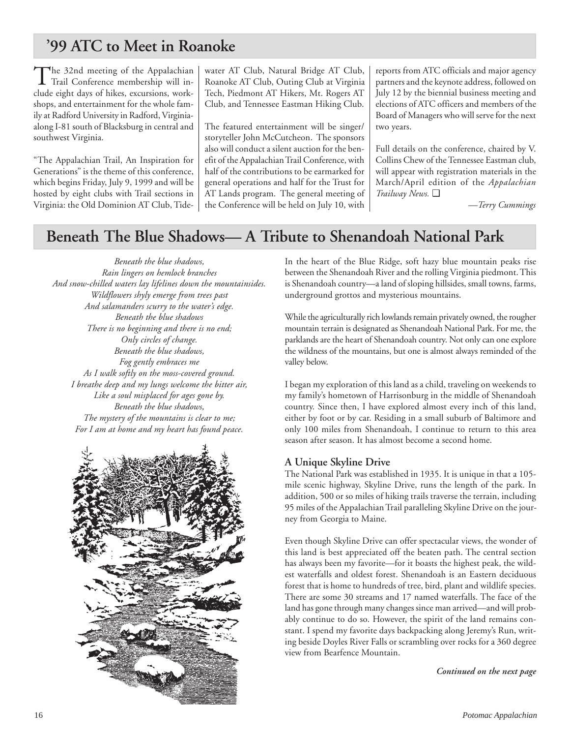## '99 ATC to Meet in Roanoke

The 32nd meeting of the Appalachian Trail Conference membership will include eight days of hikes, excursions, workshops, and entertainment for the whole family at Radford University in Radford, Virginia along I-81 south of Blacksburg in central and southwest Virginia.

"The Appalachian Trail, An Inspiration for Generations" is the theme of this conference, which begins Friday, July 9, 1999 and will be hosted by eight clubs with Trail sections in Virginia: the Old Dominion AT Club, Tidewater AT Club, Natural Bridge AT Club, Roanoke AT Club, Outing Club at Virginia Tech, Piedmont AT Hikers, Mt. Rogers AT Club, and Tennessee Eastman Hiking Club.

The featured entertainment will be singer/storyteller John McCutcheon. The sponsors also will conduct a silent auction for the benefit of the Appalachian Trail Conference, with half of the contributions to be earmarked for general operations and half for the Trust for AT Lands program. The general meeting of the Conference will be held on July 10, with reports from ATC officials and major agency partners and the keynote address, followed on July 12 by the biennial business meeting and elections of ATC officers and members of the Board of Managers who will serve for the next two years.

Full details on the conference, chaired by V. Collins Chew of the Tennessee Eastman club, will appear with registration materials in the March/April edition of the *Appalachian Trailway News.* ❑

*—Terry Cummings*

## Beneath The Blue Shadows— A Tribute to Shenandoah National Park

*Beneath the blue shadows,*
*Rain lingers on hemlock branches*
*And snow-chilled waters lay lifelines down the mountainsides.*
*Wildflowers shyly emerge from trees past*
*And salamanders scurry to the water's edge.*
*Beneath the blue shadows*
*There is no beginning and there is no end;*
*Only circles of change.*
*Beneath the blue shadows,*
*Fog gently embraces me*
*As I walk softly on the moss-covered ground.*
*I breathe deep and my lungs welcome the bitter air,*
*Like a soul misplaced for ages gone by.*
*Beneath the blue shadows,*
*The mystery of the mountains is clear to me;*
*For I am at home and my heart has found peace.*

In the heart of the Blue Ridge, soft hazy blue mountain peaks rise between the Shenandoah River and the rolling Virginia piedmont. This is Shenandoah country—a land of sloping hillsides, small towns, farms, underground grottos and mysterious mountains.

While the agriculturally rich lowlands remain privately owned, the rougher mountain terrain is designated as Shenandoah National Park. For me, the parklands are the heart of Shenandoah country. Not only can one explore the wildness of the mountains, but one is almost always reminded of the valley below.

I began my exploration of this land as a child, traveling on weekends to my family's hometown of Harrisonburg in the middle of Shenandoah country. Since then, I have explored almost every inch of this land, either by foot or by car. Residing in a small suburb of Baltimore and only 100 miles from Shenandoah, I continue to return to this area season after season. It has almost become a second home.

### A Unique Skyline Drive

The National Park was established in 1935. It is unique in that a 105-mile scenic highway, Skyline Drive, runs the length of the park. In addition, 500 or so miles of hiking trails traverse the terrain, including 95 miles of the Appalachian Trail paralleling Skyline Drive on the journey from Georgia to Maine.

Even though Skyline Drive can offer spectacular views, the wonder of this land is best appreciated off the beaten path. The central section has always been my favorite—for it boasts the highest peak, the wildest waterfalls and oldest forest. Shenandoah is an Eastern deciduous forest that is home to hundreds of tree, bird, plant and wildlife species. There are some 30 streams and 17 named waterfalls. The face of the land has gone through many changes since man arrived—and will probably continue to do so. However, the spirit of the land remains constant. I spend my favorite days backpacking along Jeremy's Run, writing beside Doyles River Falls or scrambling over rocks for a 360 degree view from Bearfence Mountain.

***Continued on the next page***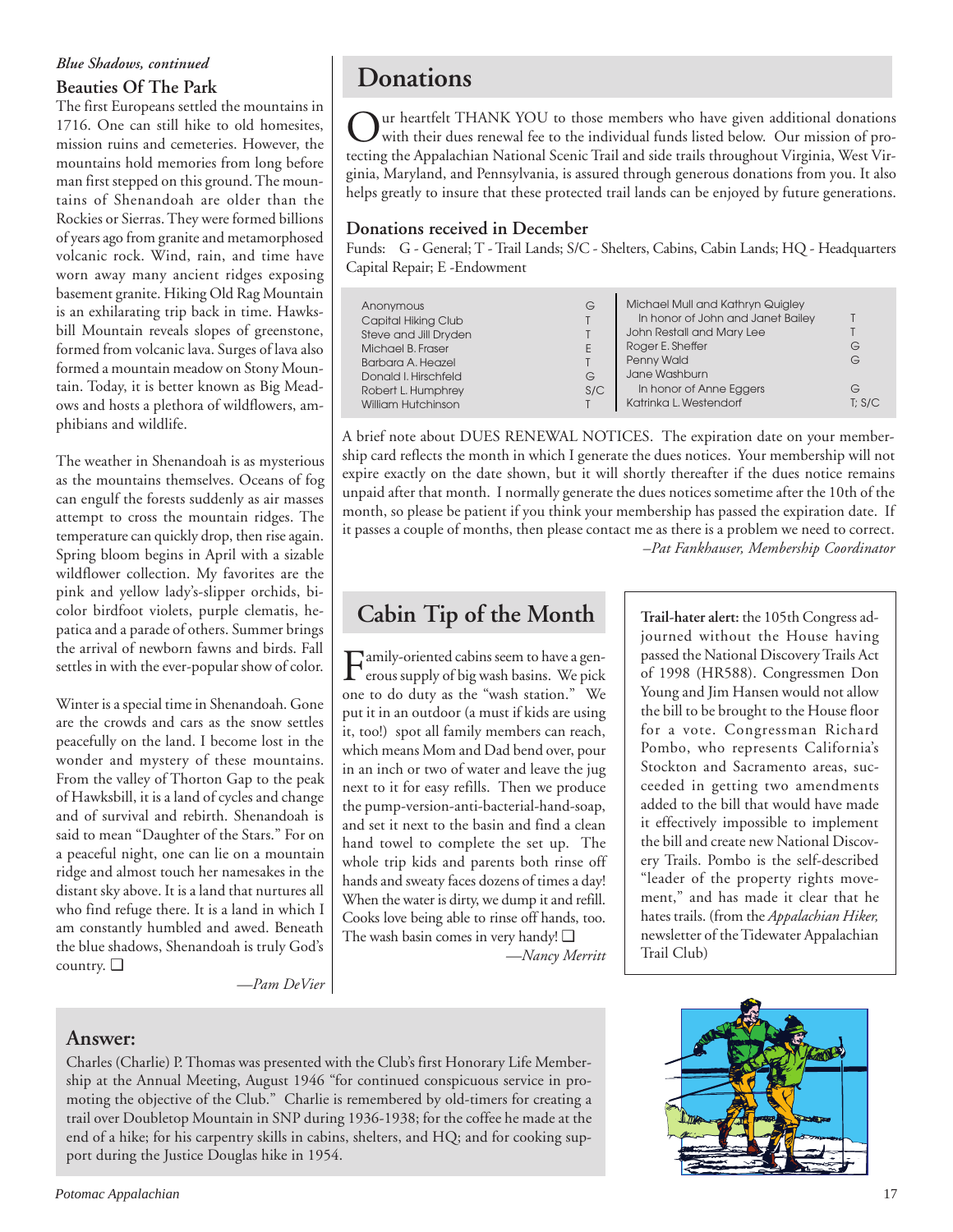*Blue Shadows, continued*

### Beauties Of The Park

The first Europeans settled the mountains in 1716. One can still hike to old homesites, mission ruins and cemeteries. However, the mountains hold memories from long before man first stepped on this ground. The mountains of Shenandoah are older than the Rockies or Sierras. They were formed billions of years ago from granite and metamorphosed volcanic rock. Wind, rain, and time have worn away many ancient ridges exposing basement granite. Hiking Old Rag Mountain is an exhilarating trip back in time. Hawksbill Mountain reveals slopes of greenstone, formed from volcanic lava. Surges of lava also formed a mountain meadow on Stony Mountain. Today, it is better known as Big Meadows and hosts a plethora of wildflowers, amphibians and wildlife.

The weather in Shenandoah is as mysterious as the mountains themselves. Oceans of fog can engulf the forests suddenly as air masses attempt to cross the mountain ridges. The temperature can quickly drop, then rise again. Spring bloom begins in April with a sizable wildflower collection. My favorites are the pink and yellow lady's-slipper orchids, bicolor birdfoot violets, purple clematis, hepatica and a parade of others. Summer brings the arrival of newborn fawns and birds. Fall settles in with the ever-popular show of color.

Winter is a special time in Shenandoah. Gone are the crowds and cars as the snow settles peacefully on the land. I become lost in the wonder and mystery of these mountains. From the valley of Thorton Gap to the peak of Hawksbill, it is a land of cycles and change and of survival and rebirth. Shenandoah is said to mean "Daughter of the Stars." For on a peaceful night, one can lie on a mountain ridge and almost touch her namesakes in the distant sky above. It is a land that nurtures all who find refuge there. It is a land in which I am constantly humbled and awed. Beneath the blue shadows, Shenandoah is truly God's country. ❑

*—Pam DeVier*

# Donations

Our heartfelt THANK YOU to those members who have given additional donations with their dues renewal fee to the individual funds listed below. Our mission of protecting the Appalachian National Scenic Trail and side trails throughout Virginia, West Virginia, Maryland, and Pennsylvania, is assured through generous donations from you. It also helps greatly to insure that these protected trail lands can be enjoyed by future generations.

### Donations received in December

Funds: G - General; T - Trail Lands; S/C - Shelters, Cabins, Cabin Lands; HQ - Headquarters Capital Repair; E -Endowment

| Donor | Fund | Donor | Fund |
|---|---|---|---|
| Anonymous | G | Michael Mull and Kathryn Quigley | |
| Capital Hiking Club | T | In honor of John and Janet Bailey | T |
| Steve and Jill Dryden | T | John Restall and Mary Lee | T |
| Michael B. Fraser | E | Roger E. Sheffer | G |
| Barbara A. Heazel | T | Penny Wald | G |
| Donald I. Hirschfeld | G | Jane Washburn | |
| Robert L. Humphrey | S/C | In honor of Anne Eggers | G |
| William Hutchinson | T | Katrinka L. Westendorf | T; S/C |

A brief note about DUES RENEWAL NOTICES. The expiration date on your membership card reflects the month in which I generate the dues notices. Your membership will not expire exactly on the date shown, but it will shortly thereafter if the dues notice remains unpaid after that month. I normally generate the dues notices sometime after the 10th of the month, so please be patient if you think your membership has passed the expiration date. If it passes a couple of months, then please contact me as there is a problem we need to correct.

*–Pat Fankhauser, Membership Coordinator*

# Cabin Tip of the Month

Family-oriented cabins seem to have a generous supply of big wash basins. We pick one to do duty as the "wash station." We put it in an outdoor (a must if kids are using it, too!) spot all family members can reach, which means Mom and Dad bend over, pour in an inch or two of water and leave the jug next to it for easy refills. Then we produce the pump-version-anti-bacterial-hand-soap, and set it next to the basin and find a clean hand towel to complete the set up. The whole trip kids and parents both rinse off hands and sweaty faces dozens of times a day! When the water is dirty, we dump it and refill. Cooks love being able to rinse off hands, too. The wash basin comes in very handy! ❑

*—Nancy Merritt*

**Trail-hater alert:** the 105th Congress adjourned without the House having passed the National Discovery Trails Act of 1998 (HR588). Congressmen Don Young and Jim Hansen would not allow the bill to be brought to the House floor for a vote. Congressman Richard Pombo, who represents California's Stockton and Sacramento areas, succeeded in getting two amendments added to the bill that would have made it effectively impossible to implement the bill and create new National Discovery Trails. Pombo is the self-described "leader of the property rights movement," and has made it clear that he hates trails. (from the *Appalachian Hiker,* newsletter of the Tidewater Appalachian Trail Club)

## Answer:

Charles (Charlie) P. Thomas was presented with the Club's first Honorary Life Membership at the Annual Meeting, August 1946 "for continued conspicuous service in promoting the objective of the Club." Charlie is remembered by old-timers for creating a trail over Doubletop Mountain in SNP during 1936-1938; for the coffee he made at the end of a hike; for his carpentry skills in cabins, shelters, and HQ; and for cooking support during the Justice Douglas hike in 1954.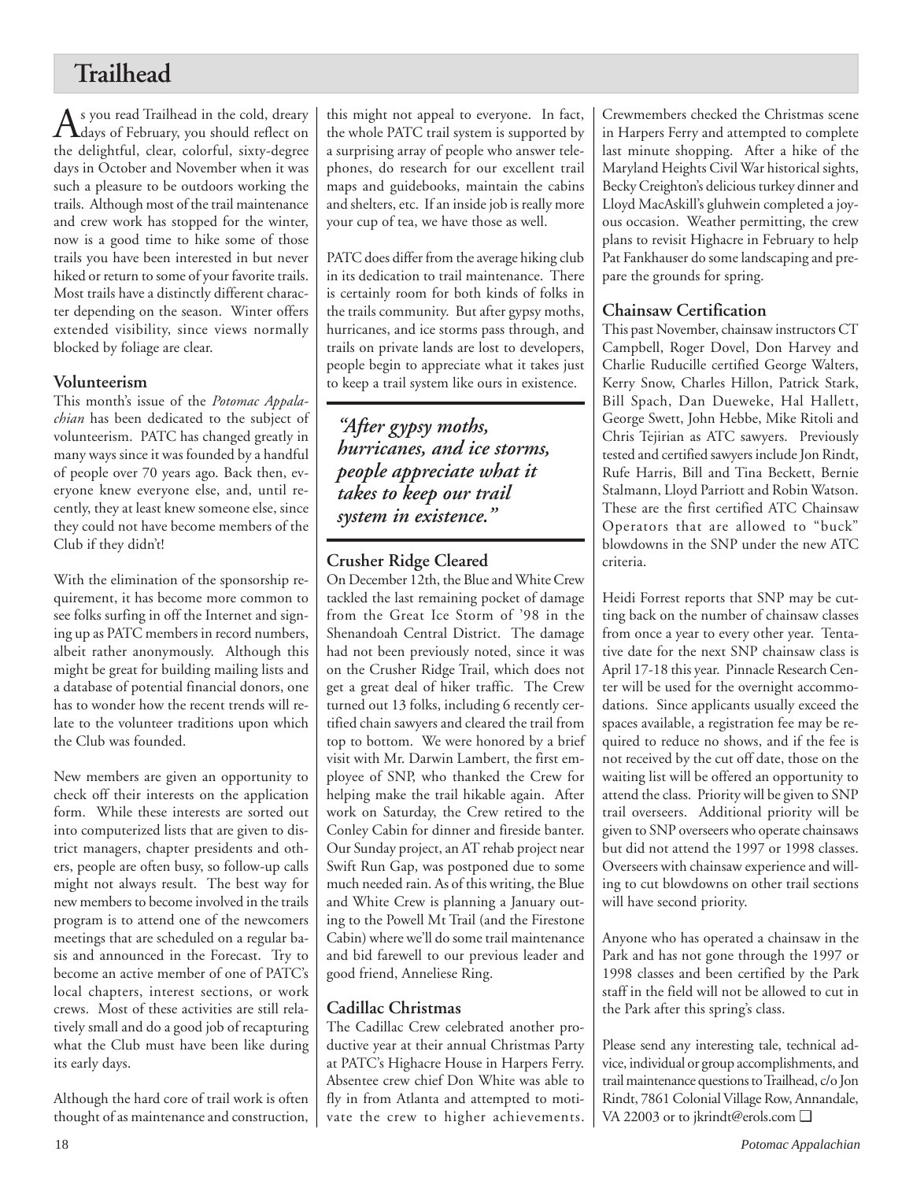# Trailhead

As you read Trailhead in the cold, dreary days of February, you should reflect on the delightful, clear, colorful, sixty-degree days in October and November when it was such a pleasure to be outdoors working the trails. Although most of the trail maintenance and crew work has stopped for the winter, now is a good time to hike some of those trails you have been interested in but never hiked or return to some of your favorite trails. Most trails have a distinctly different character depending on the season. Winter offers extended visibility, since views normally blocked by foliage are clear.

### Volunteerism

This month's issue of the *Potomac Appalachian* has been dedicated to the subject of volunteerism. PATC has changed greatly in many ways since it was founded by a handful of people over 70 years ago. Back then, everyone knew everyone else, and, until recently, they at least knew someone else, since they could not have become members of the Club if they didn't!

With the elimination of the sponsorship requirement, it has become more common to see folks surfing in off the Internet and signing up as PATC members in record numbers, albeit rather anonymously. Although this might be great for building mailing lists and a database of potential financial donors, one has to wonder how the recent trends will relate to the volunteer traditions upon which the Club was founded.

New members are given an opportunity to check off their interests on the application form. While these interests are sorted out into computerized lists that are given to district managers, chapter presidents and others, people are often busy, so follow-up calls might not always result. The best way for new members to become involved in the trails program is to attend one of the newcomers meetings that are scheduled on a regular basis and announced in the Forecast. Try to become an active member of one of PATC's local chapters, interest sections, or work crews. Most of these activities are still relatively small and do a good job of recapturing what the Club must have been like during its early days.

Although the hard core of trail work is often thought of as maintenance and construction, this might not appeal to everyone. In fact, the whole PATC trail system is supported by a surprising array of people who answer telephones, do research for our excellent trail maps and guidebooks, maintain the cabins and shelters, etc. If an inside job is really more your cup of tea, we have those as well.

PATC does differ from the average hiking club in its dedication to trail maintenance. There is certainly room for both kinds of folks in the trails community. But after gypsy moths, hurricanes, and ice storms pass through, and trails on private lands are lost to developers, people begin to appreciate what it takes just to keep a trail system like ours in existence.

> ***"After gypsy moths, hurricanes, and ice storms, people appreciate what it takes to keep our trail system in existence."***

### Crusher Ridge Cleared

On December 12th, the Blue and White Crew tackled the last remaining pocket of damage from the Great Ice Storm of '98 in the Shenandoah Central District. The damage had not been previously noted, since it was on the Crusher Ridge Trail, which does not get a great deal of hiker traffic. The Crew turned out 13 folks, including 6 recently certified chain sawyers and cleared the trail from top to bottom. We were honored by a brief visit with Mr. Darwin Lambert, the first employee of SNP, who thanked the Crew for helping make the trail hikable again. After work on Saturday, the Crew retired to the Conley Cabin for dinner and fireside banter. Our Sunday project, an AT rehab project near Swift Run Gap, was postponed due to some much needed rain. As of this writing, the Blue and White Crew is planning a January outing to the Powell Mt Trail (and the Firestone Cabin) where we'll do some trail maintenance and bid farewell to our previous leader and good friend, Anneliese Ring.

### Cadillac Christmas

The Cadillac Crew celebrated another productive year at their annual Christmas Party at PATC's Highacre House in Harpers Ferry. Absentee crew chief Don White was able to fly in from Atlanta and attempted to motivate the crew to higher achievements. Crewmembers checked the Christmas scene in Harpers Ferry and attempted to complete last minute shopping. After a hike of the Maryland Heights Civil War historical sights, Becky Creighton's delicious turkey dinner and Lloyd MacAskill's gluhwein completed a joyous occasion. Weather permitting, the crew plans to revisit Highacre in February to help Pat Fankhauser do some landscaping and prepare the grounds for spring.

### Chainsaw Certification

This past November, chainsaw instructors CT Campbell, Roger Dovel, Don Harvey and Charlie Ruducille certified George Walters, Kerry Snow, Charles Hillon, Patrick Stark, Bill Spach, Dan Dueweke, Hal Hallett, George Swett, John Hebbe, Mike Ritoli and Chris Tejirian as ATC sawyers. Previously tested and certified sawyers include Jon Rindt, Rufe Harris, Bill and Tina Beckett, Bernie Stalmann, Lloyd Parriott and Robin Watson. These are the first certified ATC Chainsaw Operators that are allowed to "buck" blowdowns in the SNP under the new ATC criteria.

Heidi Forrest reports that SNP may be cutting back on the number of chainsaw classes from once a year to every other year. Tentative date for the next SNP chainsaw class is April 17-18 this year. Pinnacle Research Center will be used for the overnight accommodations. Since applicants usually exceed the spaces available, a registration fee may be required to reduce no shows, and if the fee is not received by the cut off date, those on the waiting list will be offered an opportunity to attend the class. Priority will be given to SNP trail overseers. Additional priority will be given to SNP overseers who operate chainsaws but did not attend the 1997 or 1998 classes. Overseers with chainsaw experience and willing to cut blowdowns on other trail sections will have second priority.

Anyone who has operated a chainsaw in the Park and has not gone through the 1997 or 1998 classes and been certified by the Park staff in the field will not be allowed to cut in the Park after this spring's class.

Please send any interesting tale, technical advice, individual or group accomplishments, and trail maintenance questions to Trailhead, c/o Jon Rindt, 7861 Colonial Village Row, Annandale, VA 22003 or to jkrindt@erols.com ❑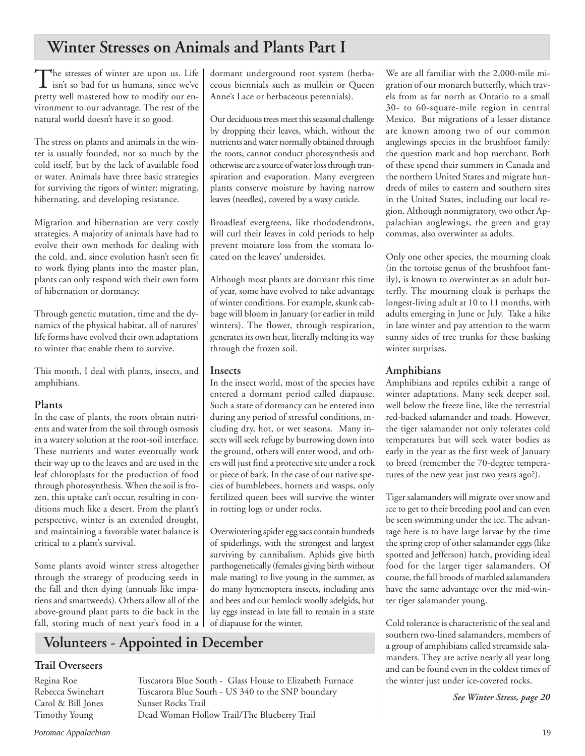# Winter Stresses on Animals and Plants Part I

The stresses of winter are upon us. Life isn't so bad for us humans, since we've pretty well mastered how to modify our environment to our advantage. The rest of the natural world doesn't have it so good.

The stress on plants and animals in the winter is usually founded, not so much by the cold itself, but by the lack of available food or water. Animals have three basic strategies for surviving the rigors of winter: migrating, hibernating, and developing resistance.

Migration and hibernation are very costly strategies. A majority of animals have had to evolve their own methods for dealing with the cold, and, since evolution hasn't seen fit to work flying plants into the master plan, plants can only respond with their own form of hibernation or dormancy.

Through genetic mutation, time and the dynamics of the physical habitat, all of natures' life forms have evolved their own adaptations to winter that enable them to survive.

This month, I deal with plants, insects, and amphibians.

### Plants

In the case of plants, the roots obtain nutrients and water from the soil through osmosis in a watery solution at the root-soil interface. These nutrients and water eventually work their way up to the leaves and are used in the leaf chloroplasts for the production of food through photosynthesis. When the soil is frozen, this uptake can't occur, resulting in conditions much like a desert. From the plant's perspective, winter is an extended drought, and maintaining a favorable water balance is critical to a plant's survival.

Some plants avoid winter stress altogether through the strategy of producing seeds in the fall and then dying (annuals like impatiens and smartweeds). Others allow all of the above-ground plant parts to die back in the fall, storing much of next year's food in a dormant underground root system (herbaceous biennials such as mullein or Queen Anne's Lace or herbaceous perennials).

Our deciduous trees meet this seasonal challenge by dropping their leaves, which, without the nutrients and water normally obtained through the roots, cannot conduct photosynthesis and otherwise are a source of water loss through transpiration and evaporation. Many evergreen plants conserve moisture by having narrow leaves (needles), covered by a waxy cuticle.

Broadleaf evergreens, like rhododendrons, will curl their leaves in cold periods to help prevent moisture loss from the stomata located on the leaves' undersides.

Although most plants are dormant this time of year, some have evolved to take advantage of winter conditions. For example, skunk cabbage will bloom in January (or earlier in mild winters). The flower, through respiration, generates its own heat, literally melting its way through the frozen soil.

### Insects

In the insect world, most of the species have entered a dormant period called diapause. Such a state of dormancy can be entered into during any period of stressful conditions, including dry, hot, or wet seasons. Many insects will seek refuge by burrowing down into the ground, others will enter wood, and others will just find a protective site under a rock or piece of bark. In the case of our native species of bumblebees, hornets and wasps, only fertilized queen bees will survive the winter in rotting logs or under rocks.

Overwintering spider egg sacs contain hundreds of spiderlings, with the strongest and largest surviving by cannibalism. Aphids give birth parthogenetically (females giving birth without male mating) to live young in the summer, as do many hymenoptera insects, including ants and bees and our hemlock woolly adelgids, but lay eggs instead in late fall to remain in a state of diapause for the winter.

We are all familiar with the 2,000-mile migration of our monarch butterfly, which travels from as far north as Ontario to a small 30- to 60-square-mile region in central Mexico. But migrations of a lesser distance are known among two of our common anglewings species in the brushfoot family: the question mark and hop merchant. Both of these spend their summers in Canada and the northern United States and migrate hundreds of miles to eastern and southern sites in the United States, including our local region. Although nonmigratory, two other Appalachian anglewings, the green and gray commas, also overwinter as adults.

Only one other species, the mourning cloak (in the tortoise genus of the brushfoot family), is known to overwinter as an adult butterfly. The mourning cloak is perhaps the longest-living adult at 10 to 11 months, with adults emerging in June or July. Take a hike in late winter and pay attention to the warm sunny sides of tree trunks for these basking winter surprises.

### Amphibians

Amphibians and reptiles exhibit a range of winter adaptations. Many seek deeper soil, well below the freeze line, like the terrestrial red-backed salamander and toads. However, the tiger salamander not only tolerates cold temperatures but will seek water bodies as early in the year as the first week of January to breed (remember the 70-degree temperatures of the new year just two years ago?).

Tiger salamanders will migrate over snow and ice to get to their breeding pool and can even be seen swimming under the ice. The advantage here is to have large larvae by the time the spring crop of other salamander eggs (like spotted and Jefferson) hatch, providing ideal food for the larger tiger salamanders. Of course, the fall broods of marbled salamanders have the same advantage over the mid-winter tiger salamander young.

Cold tolerance is characteristic of the seal and southern two-lined salamanders, members of a group of amphibians called streamside salamanders. They are active nearly all year long and can be found even in the coldest times of the winter just under ice-covered rocks.

*See Winter Stress, page 20*

# Volunteers - Appointed in December

### Trail Overseers

| | |
|---|---|
| Regina Roe | Tuscarora Blue South - Glass House to Elizabeth Furnace |
| Rebecca Swinehart | Tuscarora Blue South - US 340 to the SNP boundary |
| Carol & Bill Jones | Sunset Rocks Trail |
| Timothy Young | Dead Woman Hollow Trail/The Blueberry Trail |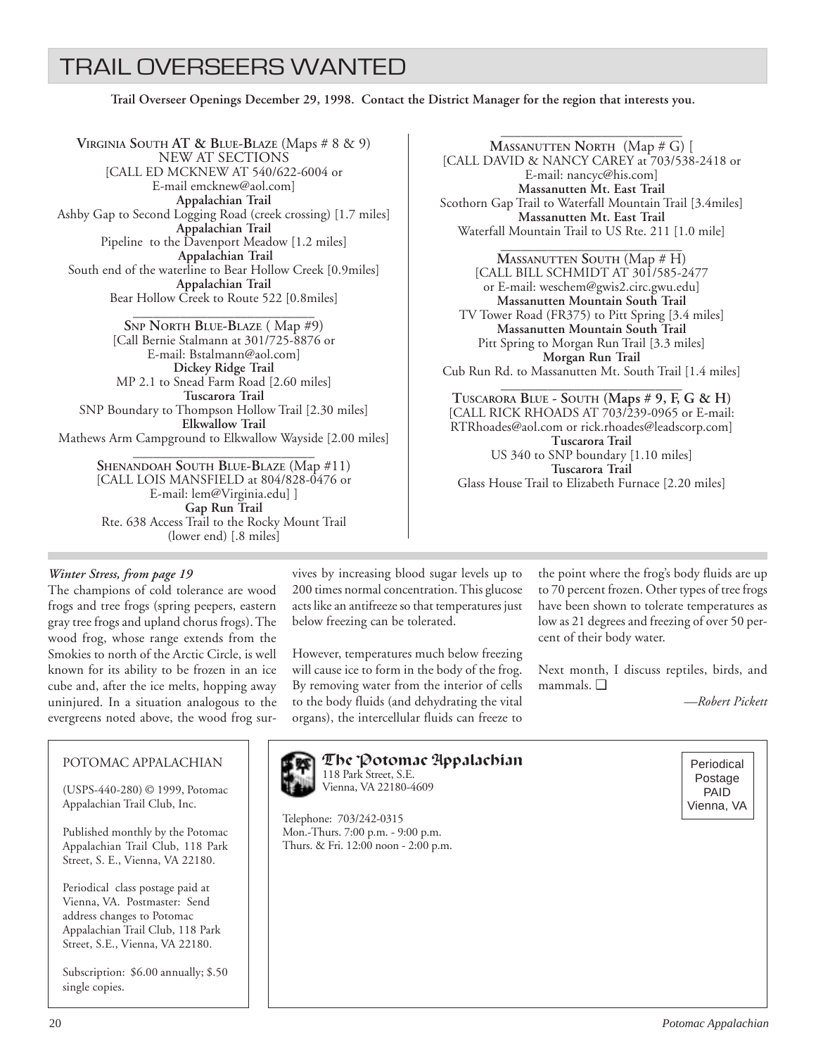# TRAIL OVERSEERS WANTED

**Trail Overseer Openings December 29, 1998. Contact the District Manager for the region that interests you.**

**VIRGINIA SOUTH AT & BLUE-BLAZE** (Maps # 8 & 9)
NEW AT SECTIONS
[CALL ED MCKNEW AT 540/622-6004 or
E-mail emcknew@aol.com]
**Appalachian Trail**
Ashby Gap to Second Logging Road (creek crossing) [1.7 miles]
**Appalachian Trail**
Pipeline to the Davenport Meadow [1.2 miles]
**Appalachian Trail**
South end of the waterline to Bear Hollow Creek [0.9miles]
**Appalachian Trail**
Bear Hollow Creek to Route 522 [0.8miles]

**SNP NORTH BLUE-BLAZE** ( Map #9)
[Call Bernie Stalmann at 301/725-8876 or
E-mail: Bstalmann@aol.com]
**Dickey Ridge Trail**
MP 2.1 to Snead Farm Road [2.60 miles]
**Tuscarora Trail**
SNP Boundary to Thompson Hollow Trail [2.30 miles]
**Elkwallow Trail**
Mathews Arm Campground to Elkwallow Wayside [2.00 miles]

**SHENANDOAH SOUTH BLUE-BLAZE** (Map #11)
[CALL LOIS MANSFIELD at 804/828-0476 or
E-mail: lem@Virginia.edu] ]
**Gap Run Trail**
Rte. 638 Access Trail to the Rocky Mount Trail
(lower end) [.8 miles]

**MASSANUTTEN NORTH** (Map # G) [
[CALL DAVID & NANCY CAREY at 703/538-2418 or
E-mail: nancyc@his.com]
**Massanutten Mt. East Trail**
Scothorn Gap Trail to Waterfall Mountain Trail [3.4miles]
**Massanutten Mt. East Trail**
Waterfall Mountain Trail to US Rte. 211 [1.0 mile]

**MASSANUTTEN SOUTH** (Map # H)
[CALL BILL SCHMIDT AT 301/585-2477
or E-mail: weschem@gwis2.circ.gwu.edu]
**Massanutten Mountain South Trail**
TV Tower Road (FR375) to Pitt Spring [3.4 miles]
**Massanutten Mountain South Trail**
Pitt Spring to Morgan Run Trail [3.3 miles]
**Morgan Run Trail**
Cub Run Rd. to Massanutten Mt. South Trail [1.4 miles]

**TUSCARORA BLUE - SOUTH (Maps # 9, F, G & H)**
[CALL RICK RHOADS AT 703/239-0965 or E-mail:
RTRhoades@aol.com or rick.rhoades@leadscorp.com]
**Tuscarora Trail**
US 340 to SNP boundary [1.10 miles]
**Tuscarora Trail**
Glass House Trail to Elizabeth Furnace [2.20 miles]

***Winter Stress, from page 19***

The champions of cold tolerance are wood frogs and tree frogs (spring peepers, eastern gray tree frogs and upland chorus frogs). The wood frog, whose range extends from the Smokies to north of the Arctic Circle, is well known for its ability to be frozen in an ice cube and, after the ice melts, hopping away uninjured. In a situation analogous to the evergreens noted above, the wood frog survives by increasing blood sugar levels up to 200 times normal concentration. This glucose acts like an antifreeze so that temperatures just below freezing can be tolerated.

However, temperatures much below freezing will cause ice to form in the body of the frog. By removing water from the interior of cells to the body fluids (and dehydrating the vital organs), the intercellular fluids can freeze to the point where the frog's body fluids are up to 70 percent frozen. Other types of tree frogs have been shown to tolerate temperatures as low as 21 degrees and freezing of over 50 percent of their body water.

Next month, I discuss reptiles, birds, and mammals. ❑

*—Robert Pickett*

POTOMAC APPALACHIAN

(USPS-440-280) © 1999, Potomac Appalachian Trail Club, Inc.

Published monthly by the Potomac Appalachian Trail Club, 118 Park Street, S. E., Vienna, VA 22180.

Periodical class postage paid at Vienna, VA. Postmaster: Send address changes to Potomac Appalachian Trail Club, 118 Park Street, S.E., Vienna, VA 22180.

Subscription: $6.00 annually; $.50 single copies.

**The Potomac Appalachian**
118 Park Street, S.E.
Vienna, VA 22180-4609

Telephone: 703/242-0315
Mon.-Thurs. 7:00 p.m. - 9:00 p.m.
Thurs. & Fri. 12:00 noon - 2:00 p.m.

Periodical
Postage
PAID
Vienna, VA